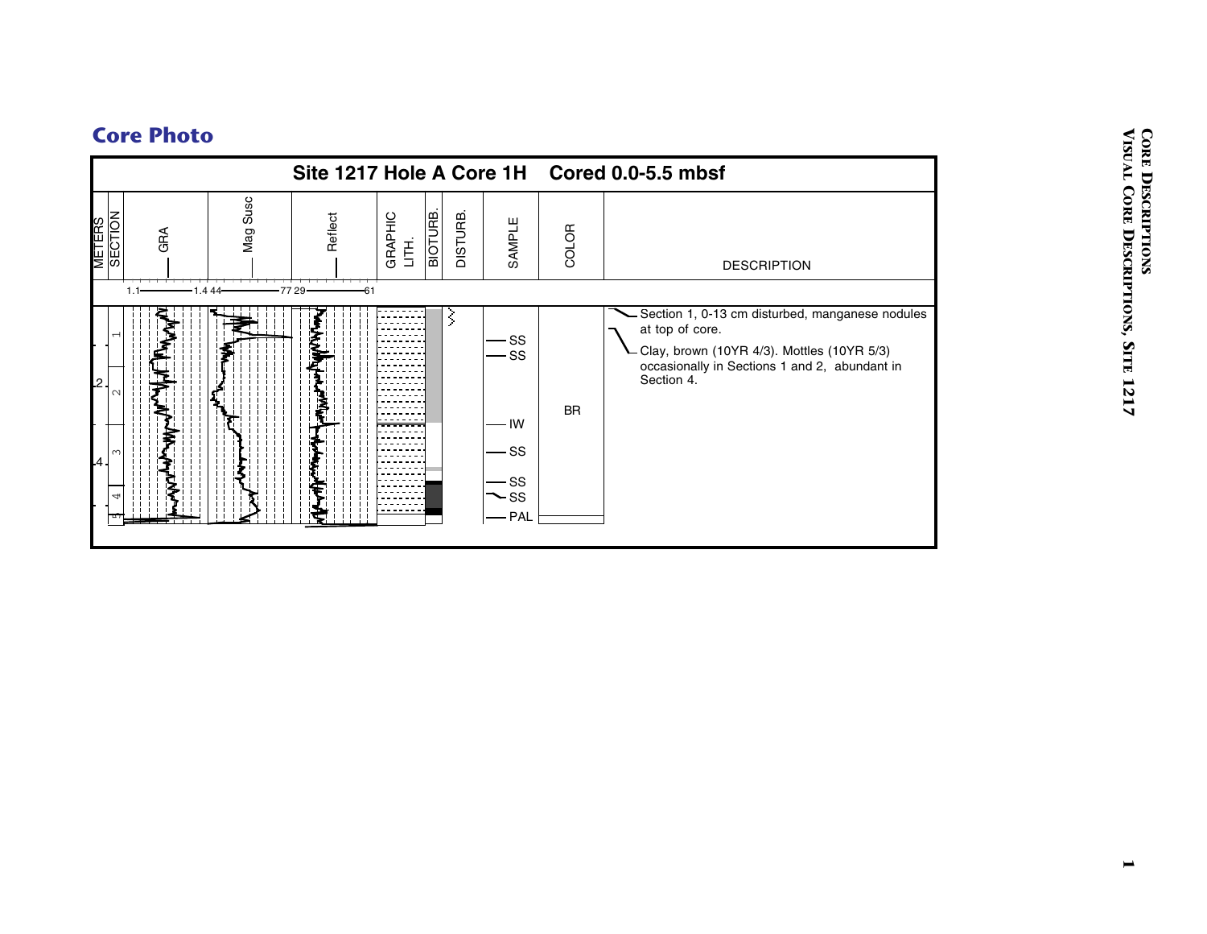## Core Photo

**Site 1217 Hole A Core 1H Cored 0.0-5.5 mbsf**

| METERS | SECTION | GRA | Mag Susc | Reflect | GRAPHIC LITH. | BIOTURB. | DISTURB. | SAMPLE | COLOR | DESCRIPTION |
|---|---|---|---|---|---|---|---|---|---|---|
| | | 1.1—1.4 | 44—77 | 29—61 | | | | | | |
| 2, 4 | 1, 2, 3, 4, 5 | | | | | | | SS, SS, IW, SS, SS, SS, PAL | BR | Section 1, 0-13 cm disturbed, manganese nodules at top of core.<br><br>Clay, brown (10YR 4/3). Mottles (10YR 5/3) occasionally in Sections 1 and 2, abundant in Section 4. |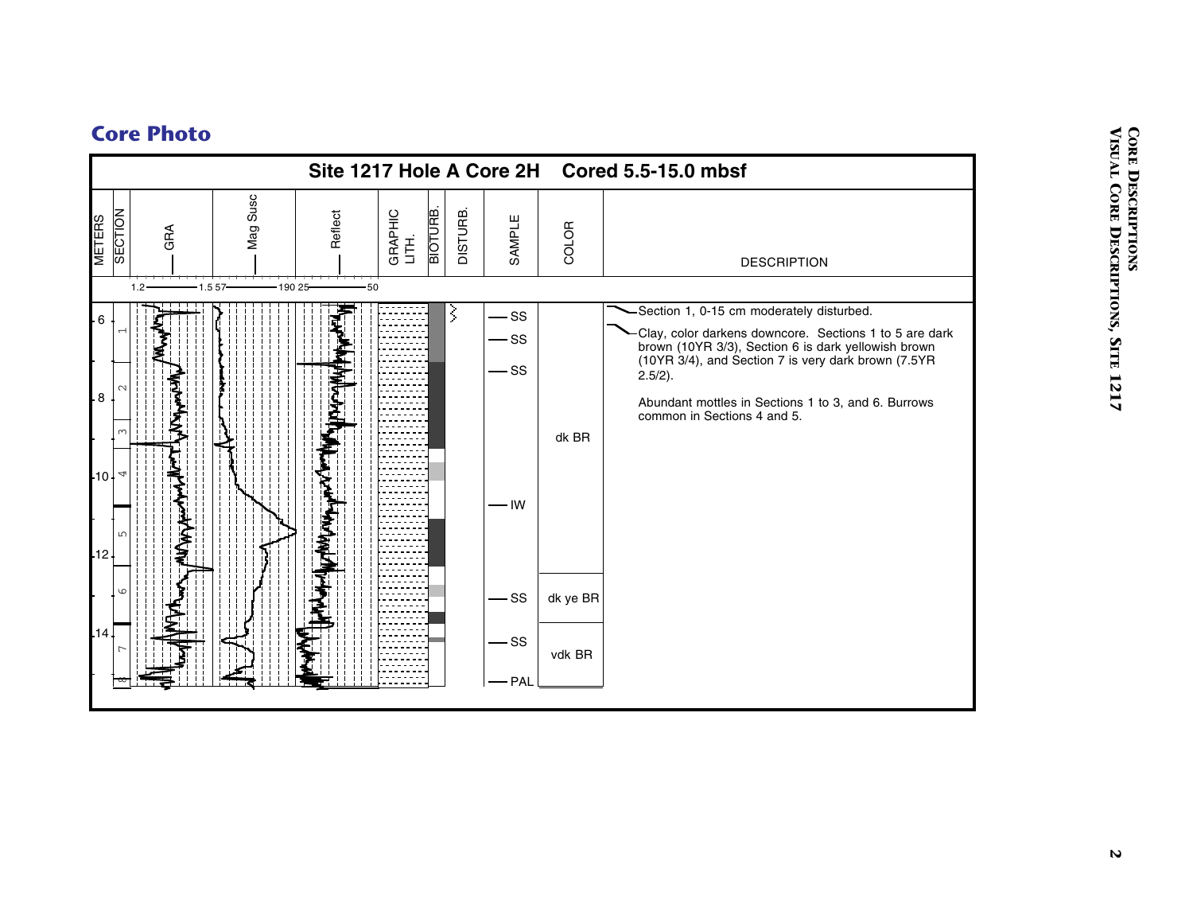## Core Photo

**Site 1217 Hole A Core 2H Cored 5.5-15.0 mbsf**

| METERS | SECTION | GRA | Mag Susc | Reflect | GRAPHIC LITH. | BIOTURB. | DISTURB. | SAMPLE | COLOR | DESCRIPTION |
|---|---|---|---|---|---|---|---|---|---|---|
| | | 1.2 — 1.5 | 57 — 190 | 25 — 50 | | | | | | |

Sample markers: SS, SS, SS, IW, SS, SS, PAL

Color: dk BR; dk ye BR; vdk BR

Section 1, 0-15 cm moderately disturbed.

Clay, color darkens downcore. Sections 1 to 5 are dark brown (10YR 3/3), Section 6 is dark yellowish brown (10YR 3/4), and Section 7 is very dark brown (7.5YR 2.5/2).

Abundant mottles in Sections 1 to 3, and 6. Burrows common in Sections 4 and 5.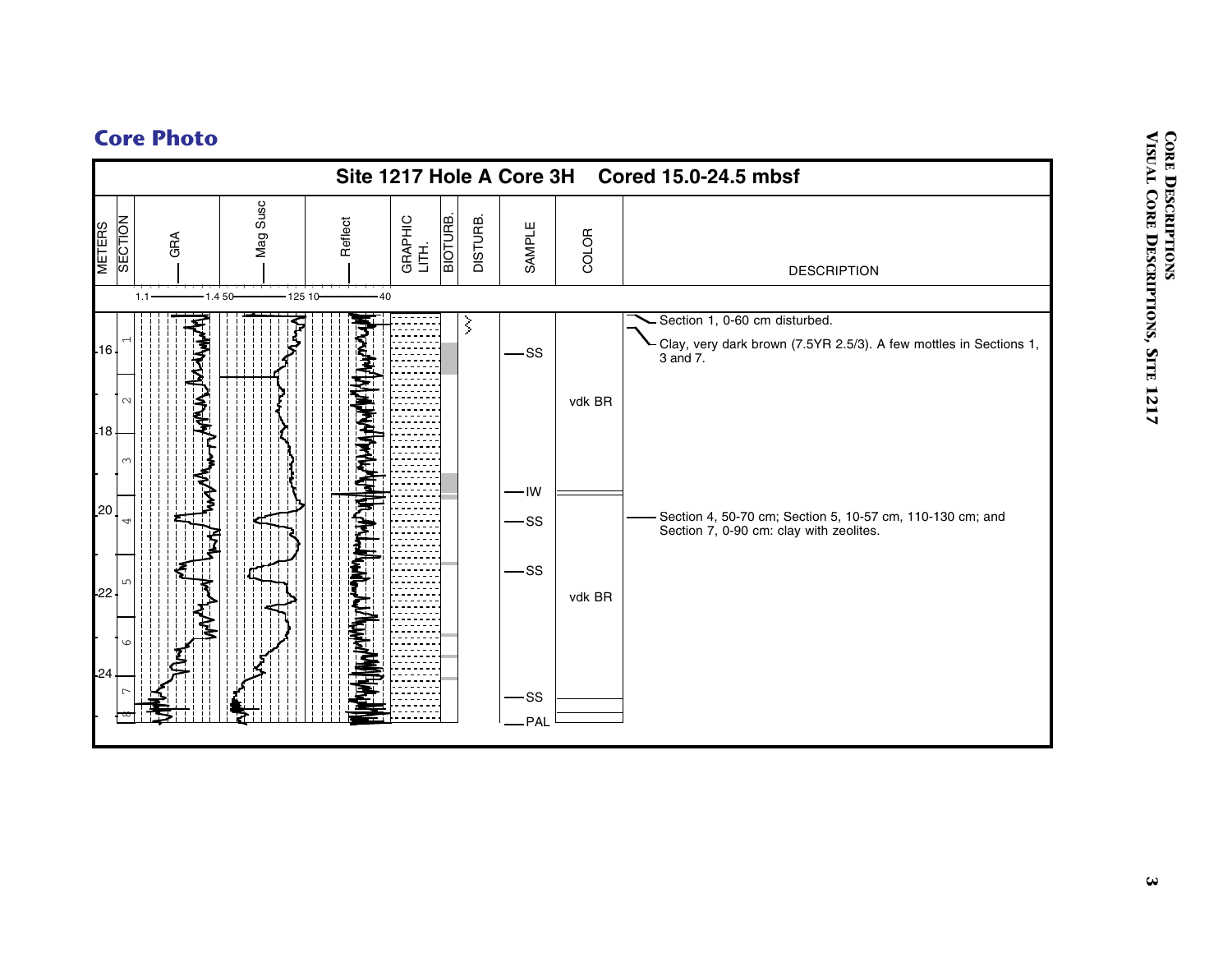## Core Photo

**Site 1217 Hole A Core 3H Cored 15.0-24.5 mbsf**

| METERS | SECTION | GRA (1.1–1.4) | Mag Susc (50–125) | Reflect (10–40) | GRAPHIC LITH. | BIOTURB. | DISTURB. | SAMPLE | COLOR | DESCRIPTION |
|---|---|---|---|---|---|---|---|---|---|---|
| 16 | 1 | | | | | | | SS | | Section 1, 0-60 cm disturbed. Clay, very dark brown (7.5YR 2.5/3). A few mottles in Sections 1, 3 and 7. |
| | 2 | | | | | | | | vdk BR | |
| 18 | 3 | | | | | | | IW | | |
| 20 | 4 | | | | | | | SS | | Section 4, 50-70 cm; Section 5, 10-57 cm, 110-130 cm; and Section 7, 0-90 cm: clay with zeolites. |
| | 5 | | | | | | | SS | | |
| 22 | 6 | | | | | | | | vdk BR | |
| 24 | 7 | | | | | | | SS | | |
| | 8 | | | | | | | PAL | | |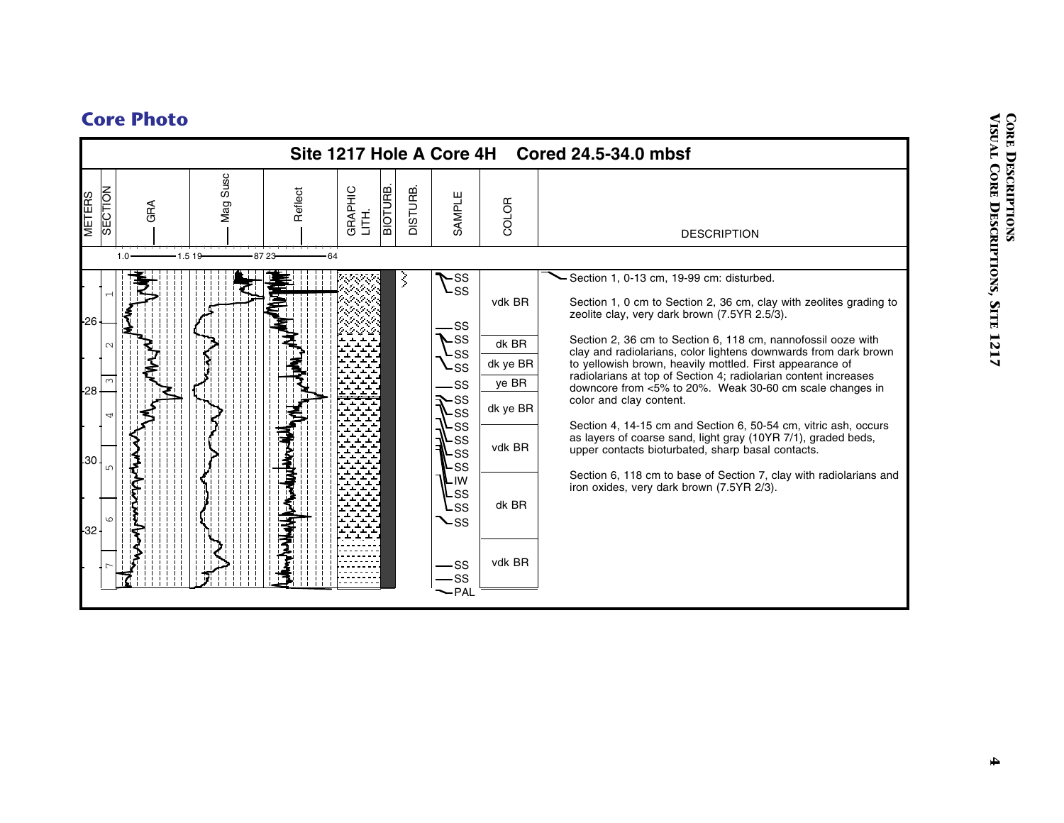## Core Photo

**Site 1217 Hole A Core 4H Cored 24.5-34.0 mbsf**

| METERS | SECTION | GRA | Mag Susc | Reflect | GRAPHIC LITH. | BIOTURB. | DISTURB. | SAMPLE | COLOR | DESCRIPTION |
|---|---|---|---|---|---|---|---|---|---|---|
| | | 1.0 — 1.5 | 19 — 87 | 23 — 64 | | | | | | |

SAMPLE: SS, SS, SS, SS, SS, SS, SS, SS, SS, SS, SS, SS, SS, SS, IW, SS, SS, SS, SS, SS, PAL

COLOR: vdk BR, dk BR, dk ye BR, ye BR, dk ye BR, vdk BR, dk BR, vdk BR

**DESCRIPTION**

Section 1, 0-13 cm, 19-99 cm: disturbed.

Section 1, 0 cm to Section 2, 36 cm, clay with zeolites grading to zeolite clay, very dark brown (7.5YR 2.5/3).

Section 2, 36 cm to Section 6, 118 cm, nannofossil ooze with clay and radiolarians, color lightens downwards from dark brown to yellowish brown, heavily mottled. First appearance of radiolarians at top of Section 4; radiolarian content increases downcore from <5% to 20%. Weak 30-60 cm scale changes in color and clay content.

Section 4, 14-15 cm and Section 6, 50-54 cm, vitric ash, occurs as layers of coarse sand, light gray (10YR 7/1), graded beds, upper contacts bioturbated, sharp basal contacts.

Section 6, 118 cm to base of Section 7, clay with radiolarians and iron oxides, very dark brown (7.5YR 2/3).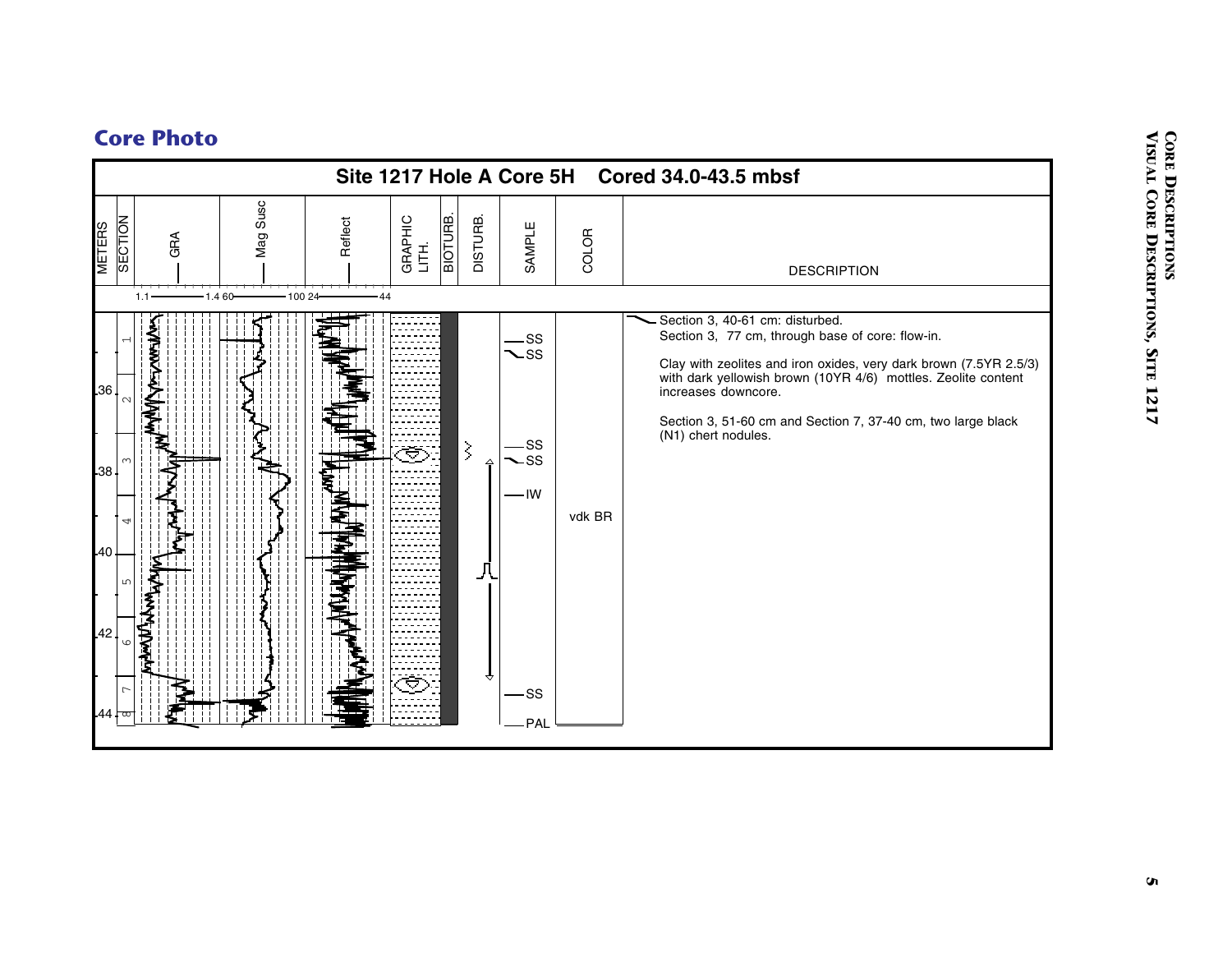## Core Photo

**Site 1217 Hole A Core 5H Cored 34.0-43.5 mbsf**

| METERS | SECTION | GRA | Mag Susc | Reflect | GRAPHIC LITH. | BIOTURB. | DISTURB. | SAMPLE | COLOR | DESCRIPTION |
|---|---|---|---|---|---|---|---|---|---|---|
| | | 1.1 — 1.4 | 60 — 100 | 24 — 44 | | | | | | |
| 36, 38, 40, 42, 44 | 1, 2, 3, 4, 5, 6, 7, 8 | | | | | | | SS, SS, SS, SS, IW, SS, PAL | vdk BR | Section 3, 40-61 cm: disturbed.<br>Section 3, 77 cm, through base of core: flow-in.<br><br>Clay with zeolites and iron oxides, very dark brown (7.5YR 2.5/3) with dark yellowish brown (10YR 4/6) mottles. Zeolite content increases downcore.<br><br>Section 3, 51-60 cm and Section 7, 37-40 cm, two large black (N1) chert nodules. |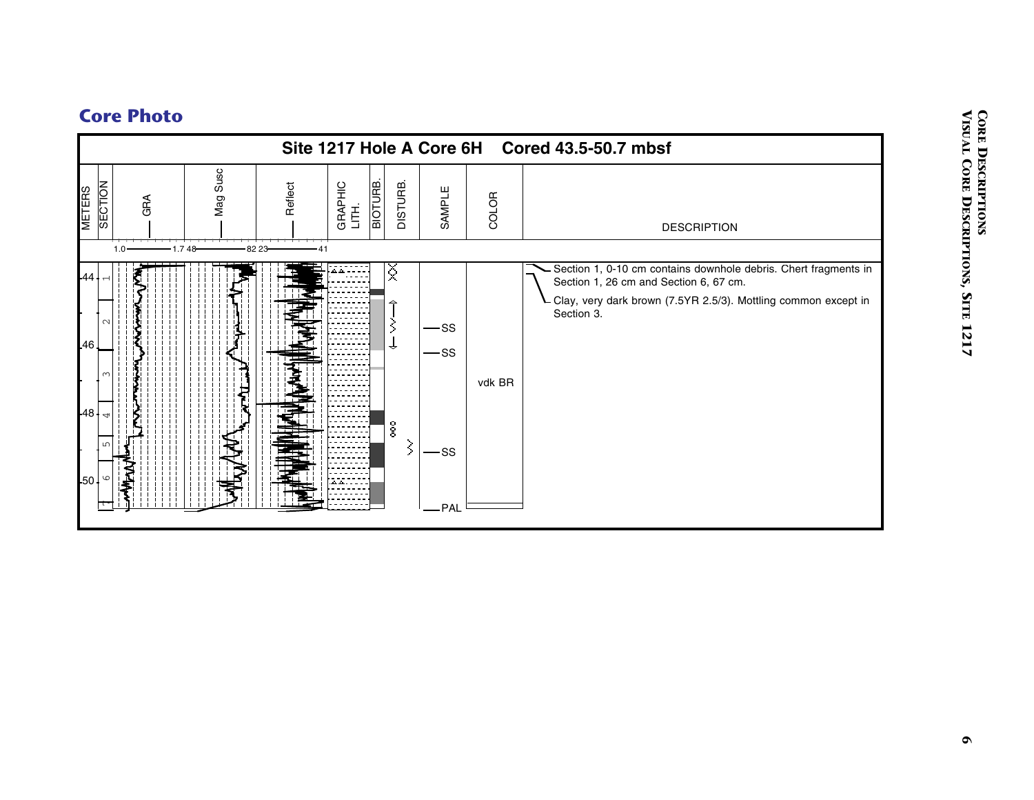## Core Photo

**Site 1217 Hole A Core 6H Cored 43.5-50.7 mbsf**

| METERS | SECTION | GRA | Mag Susc | Reflect | GRAPHIC LITH. | BIOTURB. | DISTURB. | SAMPLE | COLOR | DESCRIPTION |
|---|---|---|---|---|---|---|---|---|---|---|
| | | 1.0 — 1.7 | 48 — 82 | 23 — 41 | | | | | | |
| 44 | 1 | | | | | | | | | Section 1, 0-10 cm contains downhole debris. Chert fragments in Section 1, 26 cm and Section 6, 67 cm. |
| | 2 | | | | | | | SS | | Clay, very dark brown (7.5YR 2.5/3). Mottling common except in Section 3. |
| 46 | | | | | | | | SS | | |
| | 3 | | | | | | | | vdk BR | |
| 48 | 4 | | | | | | | | | |
| | 5 | | | | | | | SS | | |
| 50 | 6 | | | | | | | | | |
| | 7 | | | | | | | PAL | | |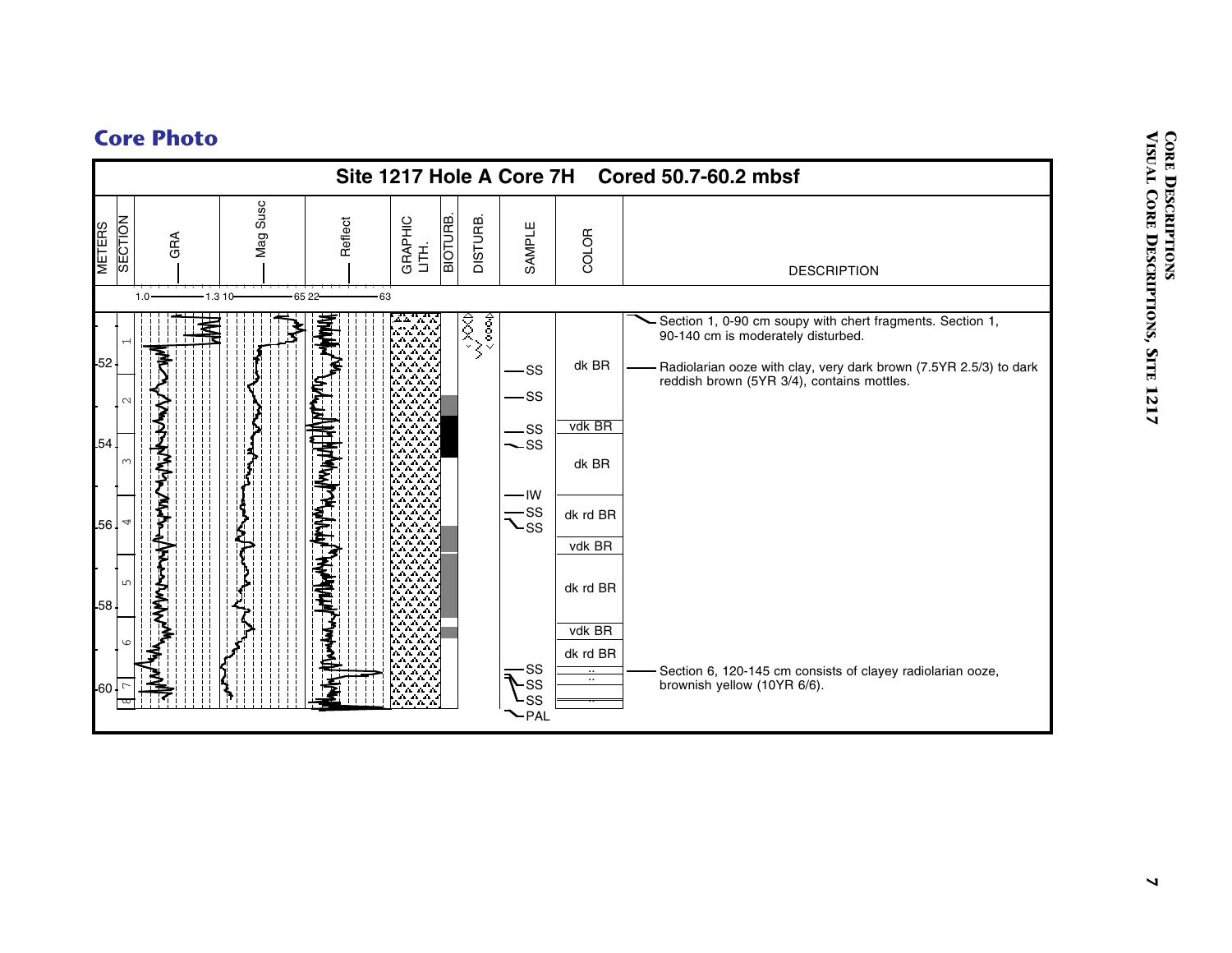## Core Photo

**Site 1217 Hole A Core 7H Cored 50.7-60.2 mbsf**

| METERS | SECTION | GRA | Mag Susc | Reflect | GRAPHIC LITH. | BIOTURB. | DISTURB. | SAMPLE | COLOR | DESCRIPTION |
|---|---|---|---|---|---|---|---|---|---|---|
| | | 1.0 — 1.3 | 10 — 65 | 22 — 63 | | | | | | |
| | 1 | | | | | | | | | Section 1, 0-90 cm soupy with chert fragments. Section 1, 90-140 cm is moderately disturbed. |
| 52 | | | | | | | | SS | dk BR | Radiolarian ooze with clay, very dark brown (7.5YR 2.5/3) to dark reddish brown (5YR 3/4), contains mottles. |
| | 2 | | | | | | | SS | | |
| 54 | | | | | | | | SS | vdk BR | |
| | 3 | | | | | | | SS | dk BR | |
| | | | | | | | | IW | | |
| 56 | 4 | | | | | | | SS | dk rd BR | |
| | | | | | | | | SS | vdk BR | |
| | 5 | | | | | | | | dk rd BR | |
| 58 | | | | | | | | | vdk BR | |
| | 6 | | | | | | | | dk rd BR | |
| | | | | | | | | SS | | Section 6, 120-145 cm consists of clayey radiolarian ooze, brownish yellow (10YR 6/6). |
| 60 | 7 | | | | | | | SS | | |
| | 8 | | | | | | | SS | | |
| | | | | | | | | PAL | | |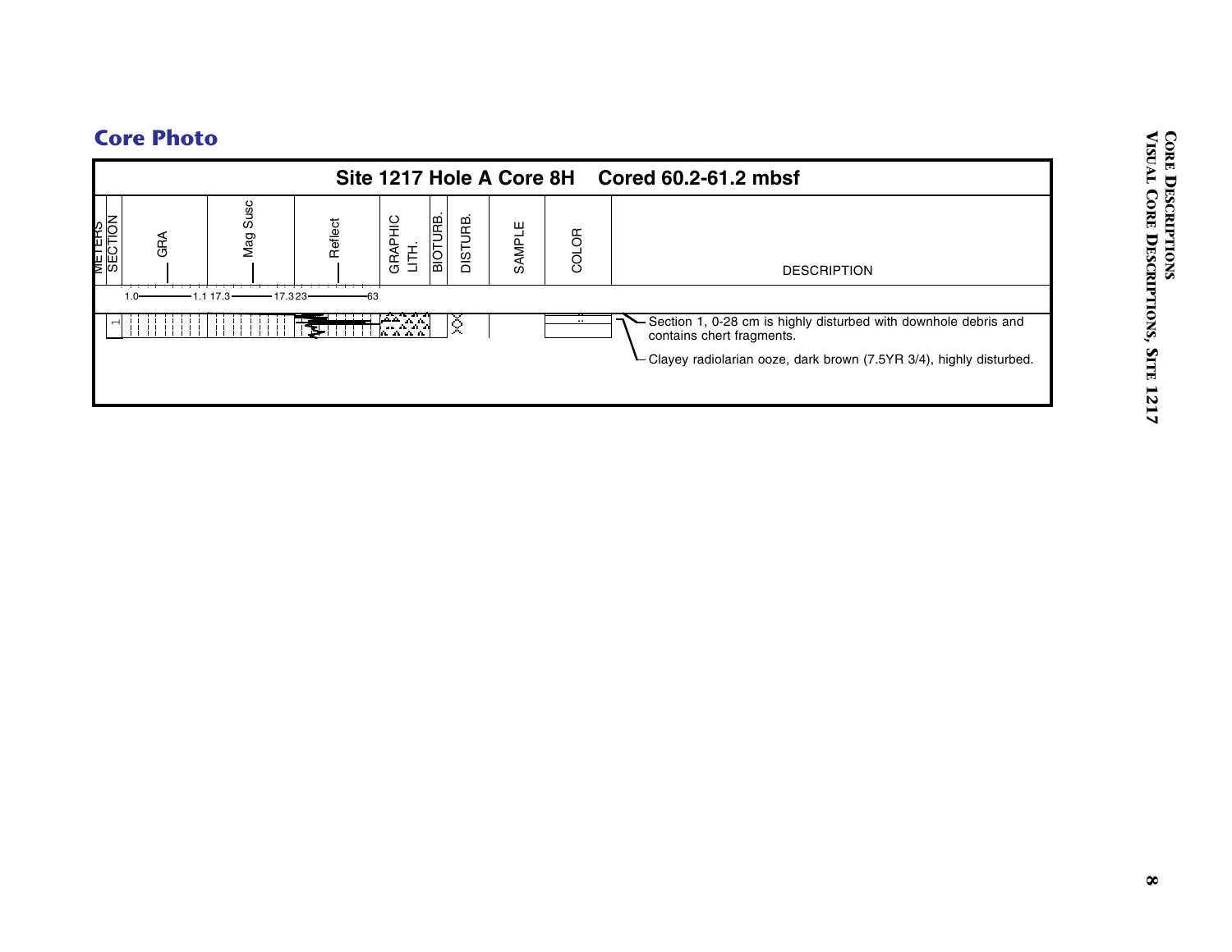## Core Photo

**Site 1217 Hole A Core 8H    Cored 60.2-61.2 mbsf**

| METERS | SECTION | GRA | Mag Susc | Reflect | GRAPHIC LITH. | BIOTURB. | DISTURB. | SAMPLE | COLOR | DESCRIPTION |
|---|---|---|---|---|---|---|---|---|---|---|
| | | 1.0 — 1.1 | 17.3 — 17.3 | 23 — 63 | | | | | | |
| | 1 | | | | | | | | | Section 1, 0-28 cm is highly disturbed with downhole debris and contains chert fragments. |
| | | | | | | | | | | Clayey radiolarian ooze, dark brown (7.5YR 3/4), highly disturbed. |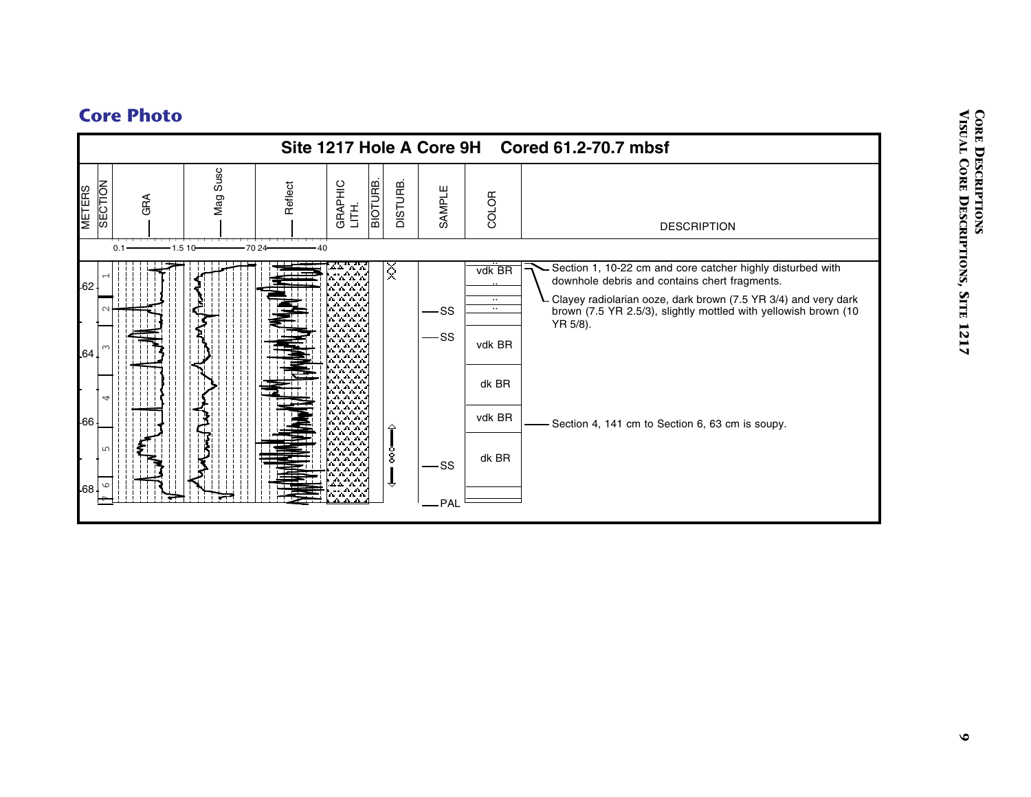## Core Photo

**Site 1217 Hole A Core 9H Cored 61.2-70.7 mbsf**

| METERS | SECTION | GRA | Mag Susc | Reflect | GRAPHIC LITH. | BIOTURB. | DISTURB. | SAMPLE | COLOR | DESCRIPTION |
|---|---|---|---|---|---|---|---|---|---|---|
| | | 0.1 — 1.5 | 10 — 70 | 24 — 40 | | | | | | |
| 62 | 1 | | | | | | | | vdk BR | Section 1, 10-22 cm and core catcher highly disturbed with downhole debris and contains chert fragments. |
| | 2 | | | | | | | SS | | Clayey radiolarian ooze, dark brown (7.5 YR 3/4) and very dark brown (7.5 YR 2.5/3), slightly mottled with yellowish brown (10 YR 5/8). |
| 64 | 3 | | | | | | | SS | vdk BR | |
| | 4 | | | | | | | | dk BR | |
| 66 | | | | | | | | | vdk BR | Section 4, 141 cm to Section 6, 63 cm is soupy. |
| | 5 | | | | | | | SS | dk BR | |
| 68 | 6 | | | | | | | PAL | | |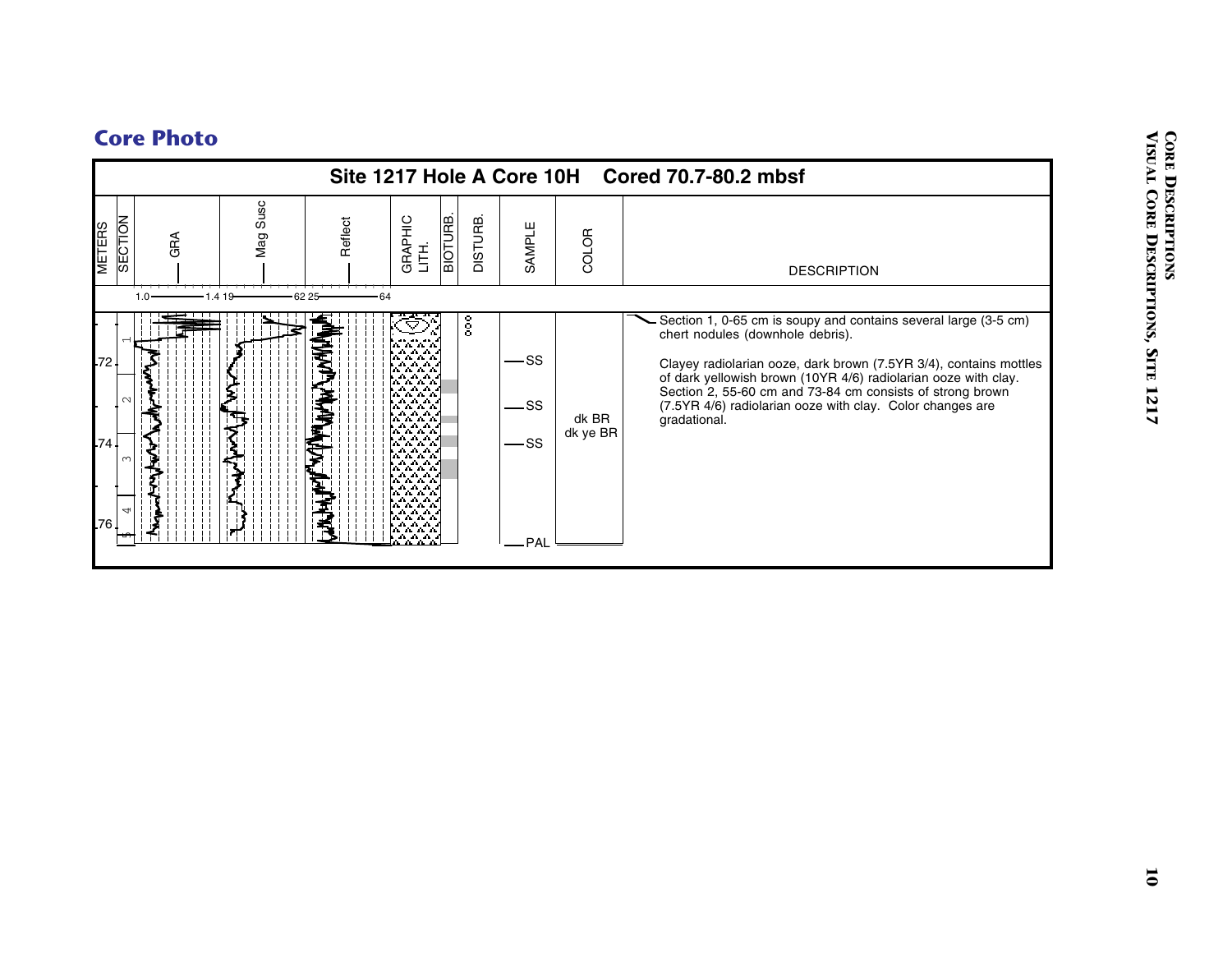## Core Photo

**Site 1217 Hole A Core 10H Cored 70.7-80.2 mbsf**

| METERS | SECTION | GRA | Mag Susc | Reflect | GRAPHIC LITH. | BIOTURB. | DISTURB. | SAMPLE | COLOR | DESCRIPTION |
|---|---|---|---|---|---|---|---|---|---|---|
| | | 1.0 — 1.4 | 19 — 62 | 25 — 64 | | | | | | |
| 72 | 1 | | | | | | | SS | | Section 1, 0-65 cm is soupy and contains several large (3-5 cm) chert nodules (downhole debris). |
| | 2 | | | | | | | SS | dk BR dk ye BR | Clayey radiolarian ooze, dark brown (7.5YR 3/4), contains mottles of dark yellowish brown (10YR 4/6) radiolarian ooze with clay. Section 2, 55-60 cm and 73-84 cm consists of strong brown (7.5YR 4/6) radiolarian ooze with clay. Color changes are gradational. |
| 74 | 3 | | | | | | | SS | | |
| 76 | 4 | | | | | | | | | |
| | 5 | | | | | | | PAL | | |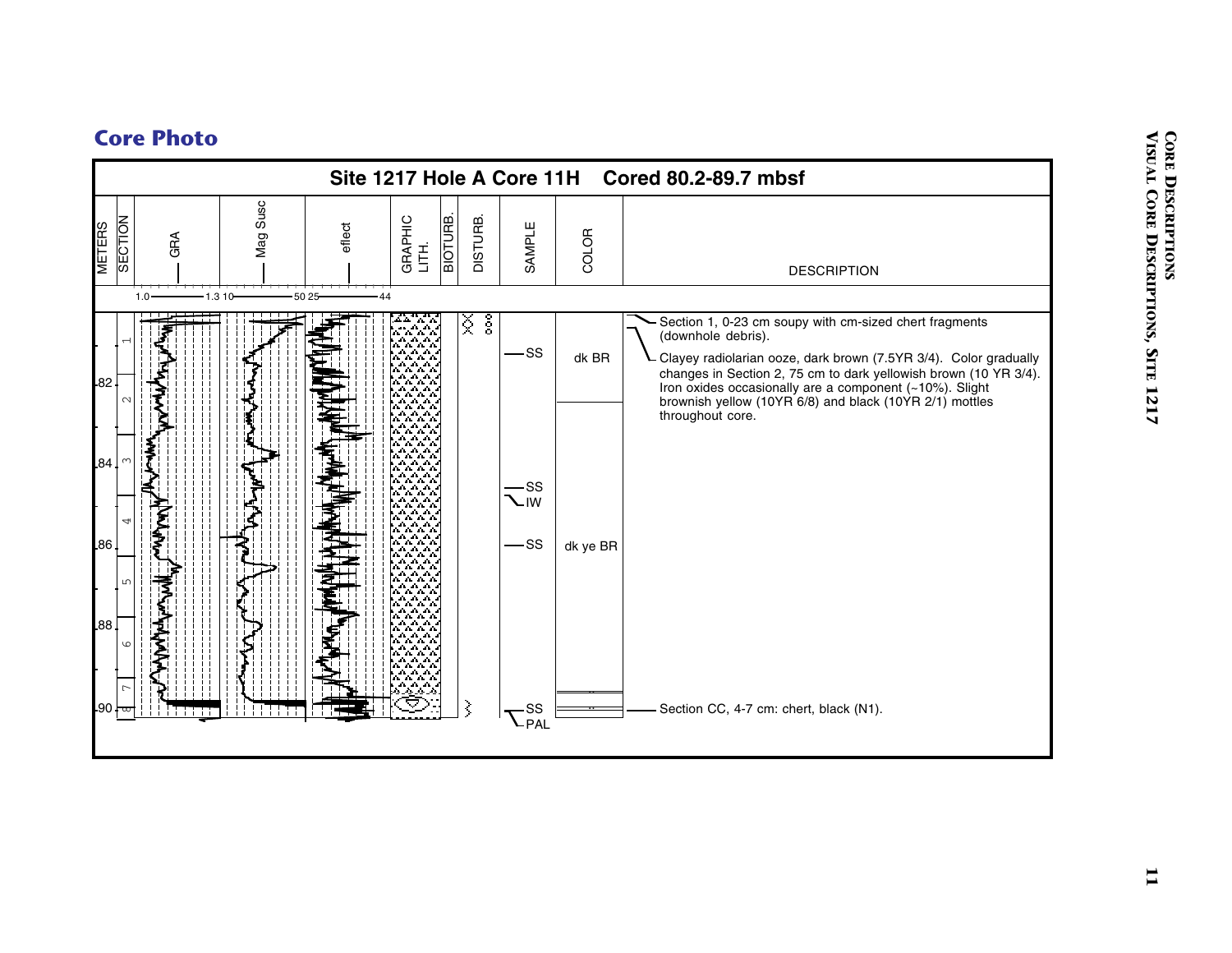## Core Photo

**Site 1217 Hole A Core 11H Cored 80.2-89.7 mbsf**

| METERS | SECTION | GRA | Mag Susc | eflect | GRAPHIC LITH. | BIOTURB. | DISTURB. | SAMPLE | COLOR | DESCRIPTION |
|---|---|---|---|---|---|---|---|---|---|---|
| | | 1.0 — 1.3 | 10 — 50 | 25 — 44 | | | | | | |
| | 1 | | | | | | | SS | dk BR | Section 1, 0-23 cm soupy with cm-sized chert fragments (downhole debris). |
| 82 | 2 | | | | | | | | | Clayey radiolarian ooze, dark brown (7.5YR 3/4). Color gradually changes in Section 2, 75 cm to dark yellowish brown (10 YR 3/4). Iron oxides occasionally are a component (~10%). Slight brownish yellow (10YR 6/8) and black (10YR 2/1) mottles throughout core. |
| 84 | 3 | | | | | | | SS | | |
| | 4 | | | | | | | IW | | |
| 86 | | | | | | | | SS | dk ye BR | |
| | 5 | | | | | | | | | |
| 88 | 6 | | | | | | | | | |
| | 7 | | | | | | | | | |
| 90 | 8 | | | | | | | SS | | Section CC, 4-7 cm: chert, black (N1). |
| | | | | | | | | PAL | | |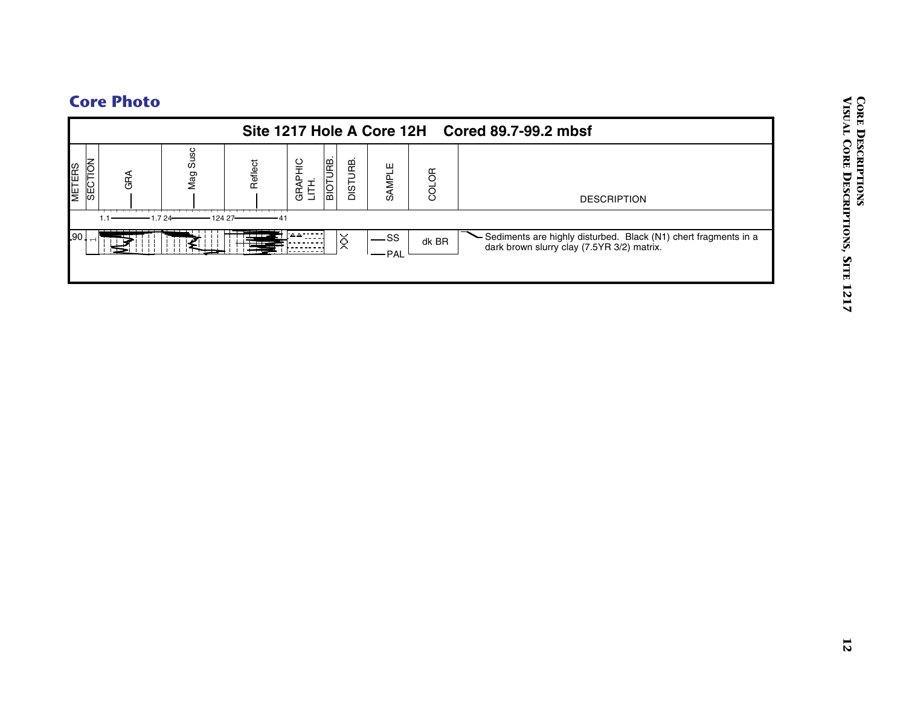## Core Photo

| Site 1217 Hole A Core 12H Cored 89.7-99.2 mbsf | | | | | | | | | | |
|---|---|---|---|---|---|---|---|---|---|---|
| METERS | SECTION | GRA | Mag Susc | Reflect | GRAPHIC LITH. | BIOTURB. | DISTURB. | SAMPLE | COLOR | DESCRIPTION |
| | | 1.1 — 1.7 | 24 — 124 | 27 — 41 | | | | | | |
| 90 | 1 | | | | | | | SS<br>PAL | dk BR | Sediments are highly disturbed. Black (N1) chert fragments in a dark brown slurry clay (7.5YR 3/2) matrix. |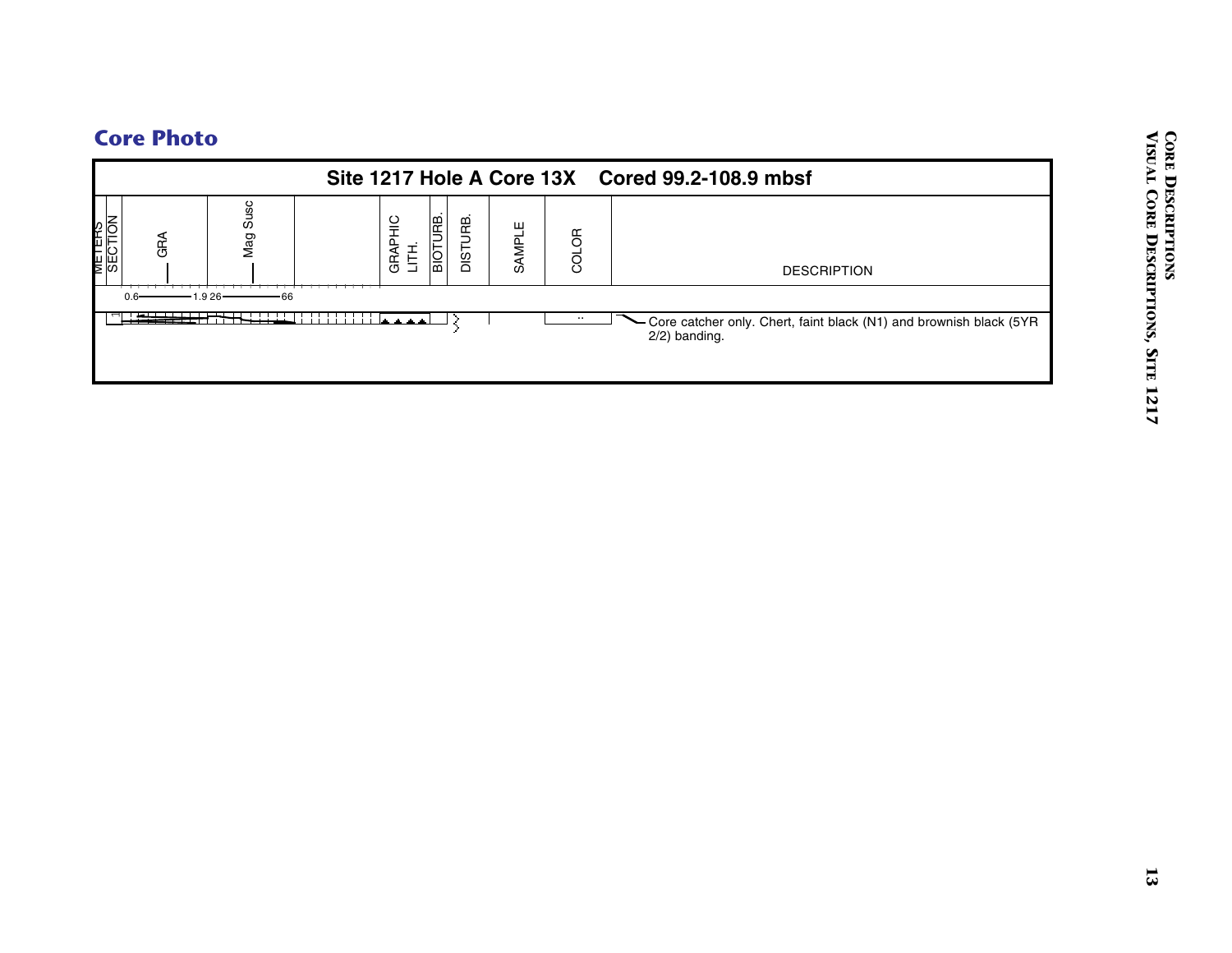## Core Photo

**Site 1217 Hole A Core 13X Cored 99.2-108.9 mbsf**

| METERS | SECTION | GRA | Mag Susc | | GRAPHIC LITH. | BIOTURB. | DISTURB. | SAMPLE | COLOR | DESCRIPTION |
|---|---|---|---|---|---|---|---|---|---|---|
| | | 0.6—1.9 | 26—66 | | | | | | | |
| | 1 | | | | | | | | .. | Core catcher only. Chert, faint black (N1) and brownish black (5YR 2/2) banding. |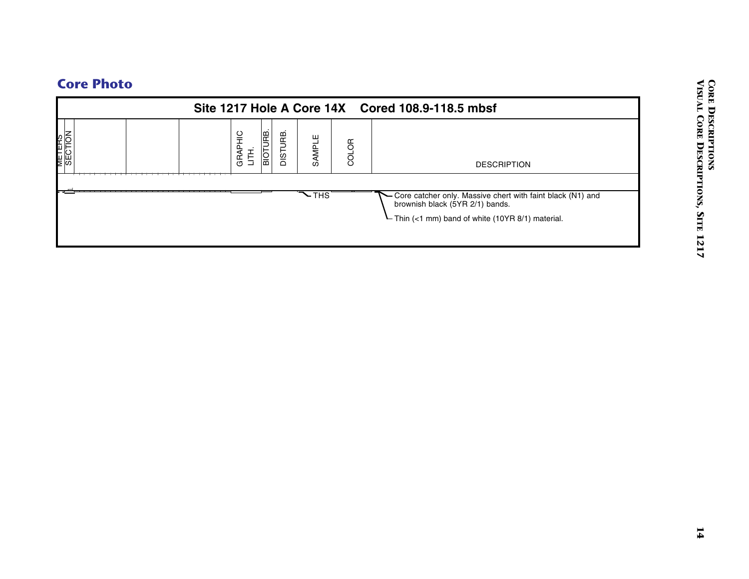## Core Photo

**Site 1217 Hole A Core 14X Cored 108.9-118.5 mbsf**

| METERS | SECTION | | | | GRAPHIC LITH. | BIOTURB. | DISTURB. | SAMPLE | COLOR | DESCRIPTION |
|---|---|---|---|---|---|---|---|---|---|---|
| | 1 | | | | | | | THS | | Core catcher only. Massive chert with faint black (N1) and brownish black (5YR 2/1) bands. |
| | | | | | | | | | | Thin (<1 mm) band of white (10YR 8/1) material. |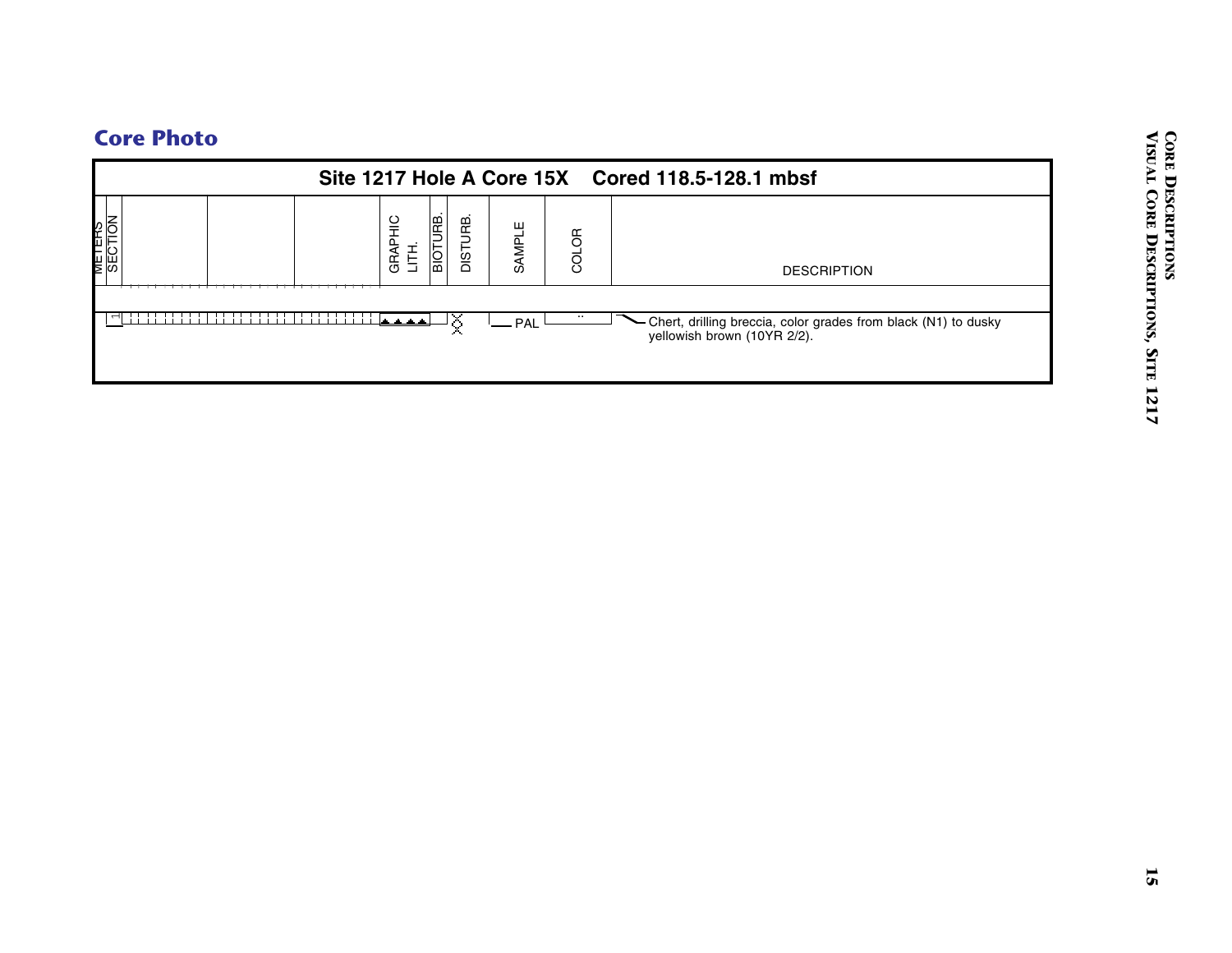## Core Photo

**Site 1217 Hole A Core 15X Cored 118.5-128.1 mbsf**

| METERS | SECTION | | | | GRAPHIC LITH. | BIOTURB. | DISTURB. | SAMPLE | COLOR | DESCRIPTION |
|---|---|---|---|---|---|---|---|---|---|---|
| | 1 | | | | | | | PAL | | Chert, drilling breccia, color grades from black (N1) to dusky yellowish brown (10YR 2/2). |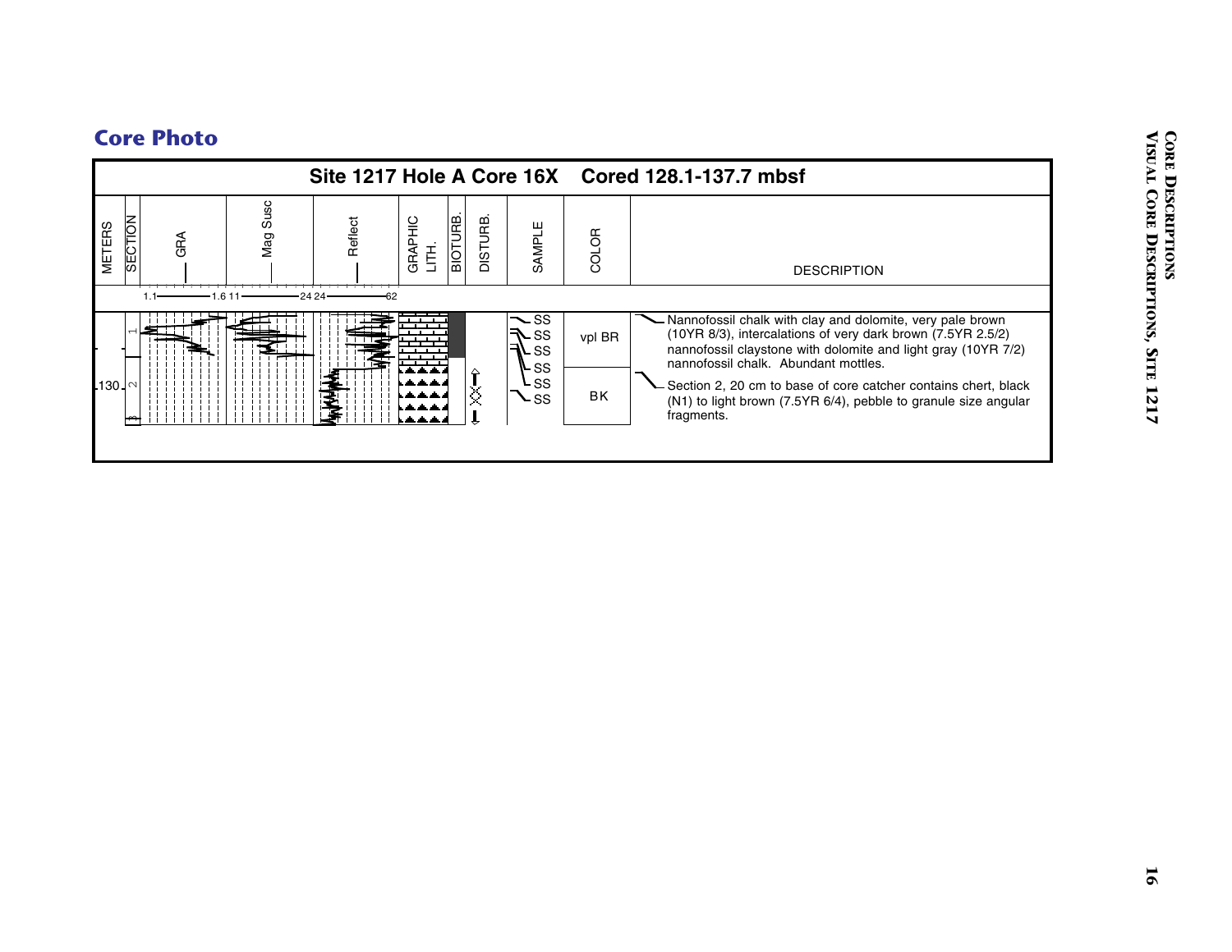## Core Photo

**Site 1217 Hole A Core 16X Cored 128.1-137.7 mbsf**

| METERS | SECTION | GRA | Mag Susc | Reflect | GRAPHIC LITH. | BIOTURB. | DISTURB. | SAMPLE | COLOR | DESCRIPTION |
|---|---|---|---|---|---|---|---|---|---|---|
| | | 1.1—1.6 | 11—24 | 24—62 | | | | | | |
| | 1 | | | | | | | SS SS SS | vpl BR | Nannofossil chalk with clay and dolomite, very pale brown (10YR 8/3), intercalations of very dark brown (7.5YR 2.5/2) nannofossil claystone with dolomite and light gray (10YR 7/2) nannofossil chalk. Abundant mottles. |
| 130 | 2 | | | | | | | SS SS SS | BK | Section 2, 20 cm to base of core catcher contains chert, black (N1) to light brown (7.5YR 6/4), pebble to granule size angular fragments. |
| | 3 | | | | | | | | | |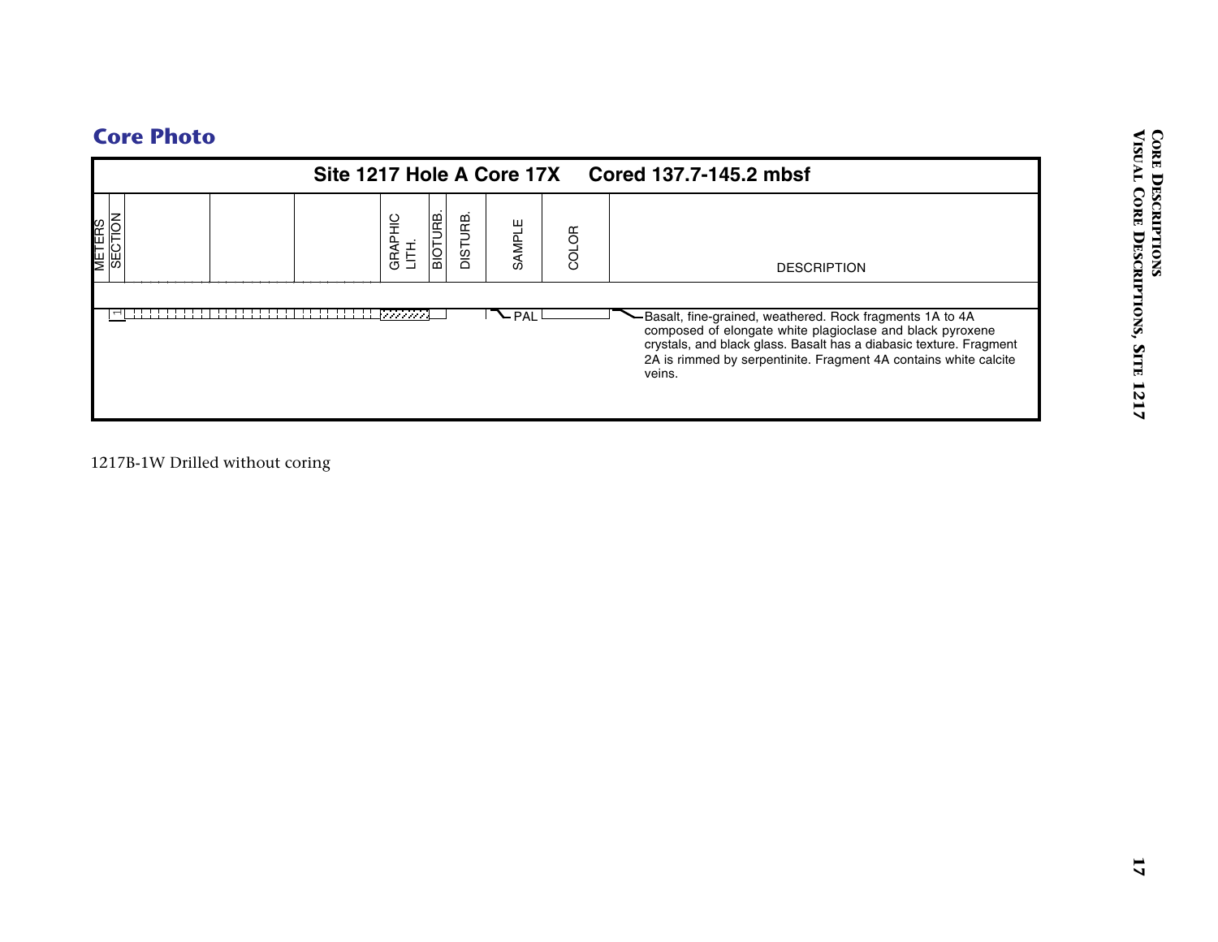## Core Photo

**Site 1217 Hole A Core 17X Cored 137.7-145.2 mbsf**

| METERS | SECTION | | | | GRAPHIC LITH. | BIOTURB. | DISTURB. | SAMPLE | COLOR | DESCRIPTION |
|---|---|---|---|---|---|---|---|---|---|---|
| | 1 | | | | | | | PAL | | Basalt, fine-grained, weathered. Rock fragments 1A to 4A composed of elongate white plagioclase and black pyroxene crystals, and black glass. Basalt has a diabasic texture. Fragment 2A is rimmed by serpentinite. Fragment 4A contains white calcite veins. |

1217B-1W Drilled without coring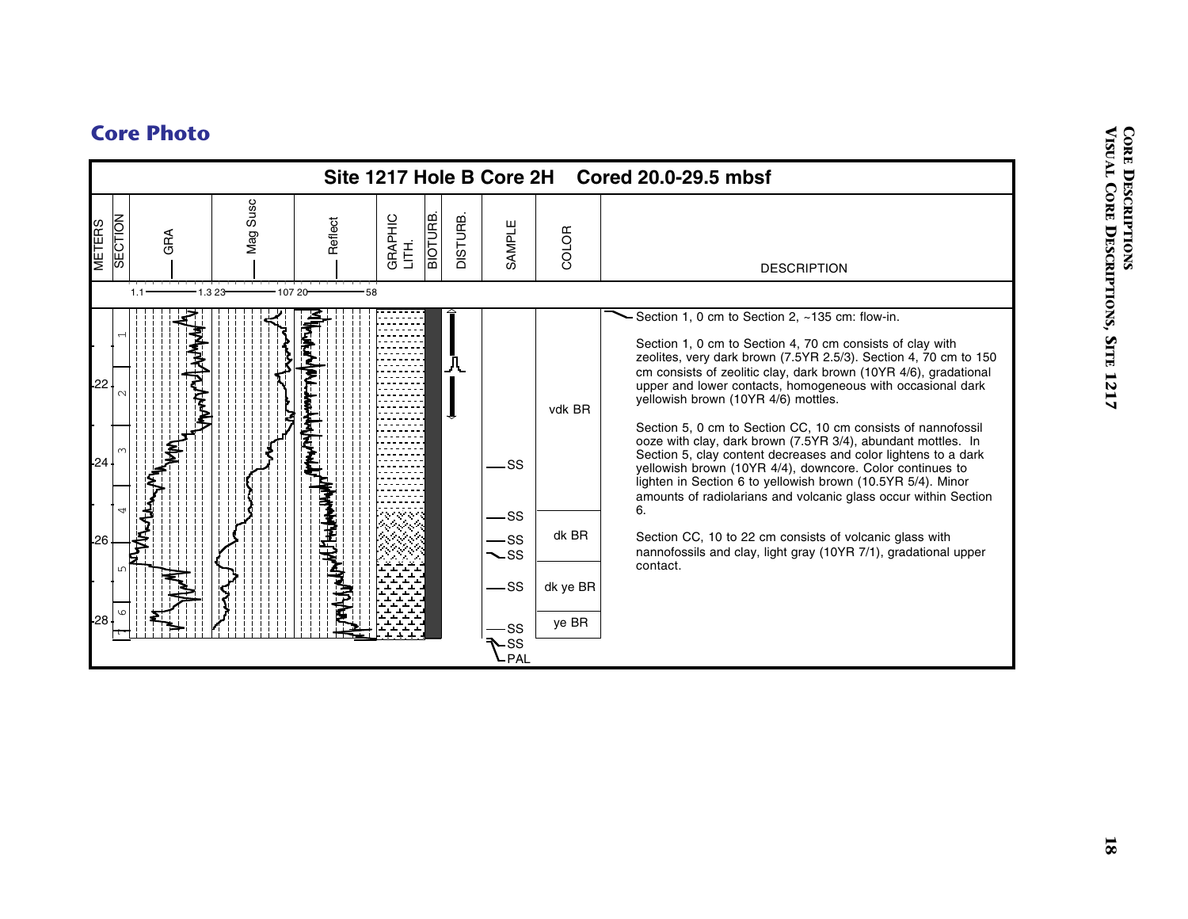## Core Photo

**Site 1217 Hole B Core 2H Cored 20.0-29.5 mbsf**

| METERS | SECTION | GRA | Mag Susc | Reflect | GRAPHIC LITH. | BIOTURB. | DISTURB. | SAMPLE | COLOR | DESCRIPTION |
|---|---|---|---|---|---|---|---|---|---|---|
| | | 1.1 — 1.3 | 23 — 107 | 20 — 58 | | | | | | |

Samples: SS, SS, SS, SS, SS, SS, SS, PAL

Color: vdk BR; dk BR; dk ye BR; ye BR

Meters: 22, 24, 26, 28

Sections: 1, 2, 3, 4, 5, 6

Section 1, 0 cm to Section 2, ~135 cm: flow-in.

Section 1, 0 cm to Section 4, 70 cm consists of clay with zeolites, very dark brown (7.5YR 2.5/3). Section 4, 70 cm to 150 cm consists of zeolitic clay, dark brown (10YR 4/6), gradational upper and lower contacts, homogeneous with occasional dark yellowish brown (10YR 4/6) mottles.

Section 5, 0 cm to Section CC, 10 cm consists of nannofossil ooze with clay, dark brown (7.5YR 3/4), abundant mottles. In Section 5, clay content decreases and color lightens to a dark yellowish brown (10YR 4/4), downcore. Color continues to lighten in Section 6 to yellowish brown (10.5YR 5/4). Minor amounts of radiolarians and volcanic glass occur within Section 6.

Section CC, 10 to 22 cm consists of volcanic glass with nannofossils and clay, light gray (10YR 7/1), gradational upper contact.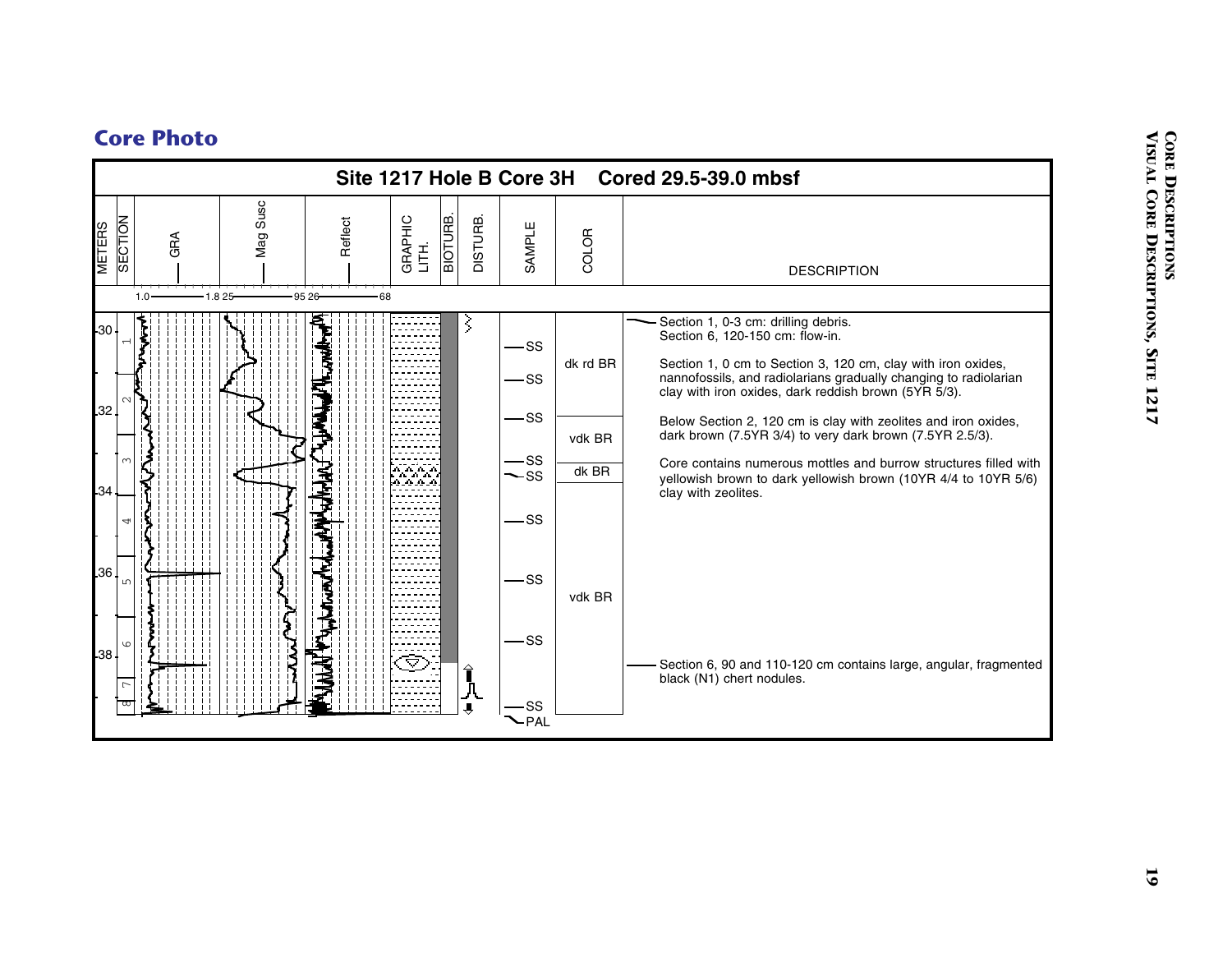## Core Photo

**Site 1217 Hole B Core 3H Cored 29.5-39.0 mbsf**

| METERS | SECTION | GRA | Mag Susc | Reflect | GRAPHIC LITH. | BIOTURB. | DISTURB. | SAMPLE | COLOR | DESCRIPTION |
|---|---|---|---|---|---|---|---|---|---|---|
| | | 1.0 — 1.8 | 25 — 95 | 26 — 68 | | | | | | |
| 30 | 1 | | | | | | | SS | dk rd BR | Section 1, 0-3 cm: drilling debris. Section 6, 120-150 cm: flow-in. |
| | 2 | | | | | | | SS | | Section 1, 0 cm to Section 3, 120 cm, clay with iron oxides, nannofossils, and radiolarians gradually changing to radiolarian clay with iron oxides, dark reddish brown (5YR 5/3). |
| 32 | | | | | | | | SS | vdk BR | Below Section 2, 120 cm is clay with zeolites and iron oxides, dark brown (7.5YR 3/4) to very dark brown (7.5YR 2.5/3). |
| | 3 | | | | | | | SS, SS | dk BR | Core contains numerous mottles and burrow structures filled with yellowish brown to dark yellowish brown (10YR 4/4 to 10YR 5/6) clay with zeolites. |
| 34 | 4 | | | | | | | SS | | |
| 36 | 5 | | | | | | | SS | vdk BR | |
| | 6 | | | | | | | SS | | |
| 38 | 7 | | | | | | | | | Section 6, 90 and 110-120 cm contains large, angular, fragmented black (N1) chert nodules. |
| | 8 | | | | | | | SS, PAL | | |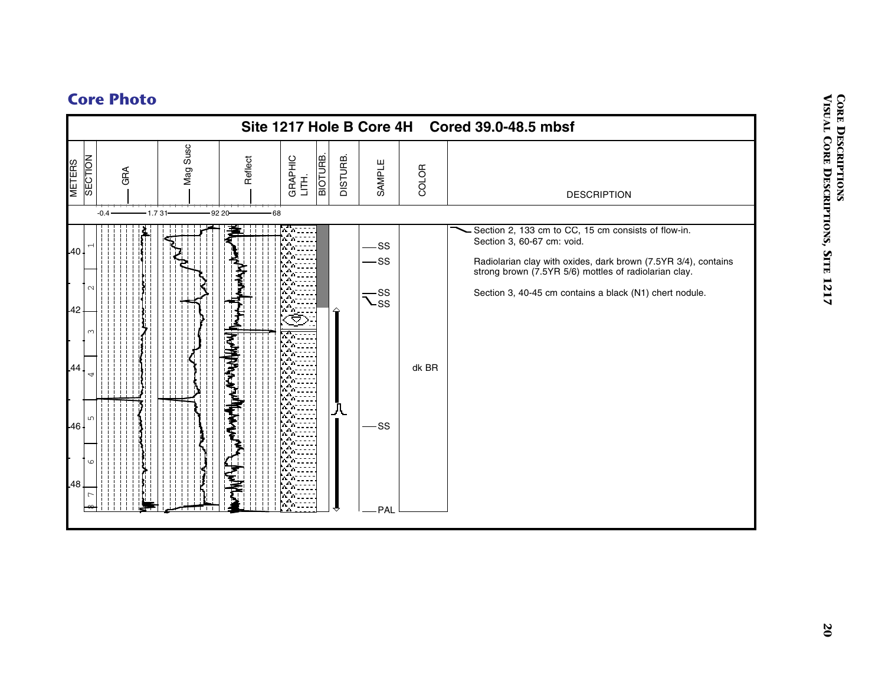# Core Photo

## Site 1217 Hole B Core 4H Cored 39.0-48.5 mbsf

| METERS | SECTION | GRA | Mag Susc | Reflect | GRAPHIC LITH. | BIOTURB. | DISTURB. | SAMPLE | COLOR | DESCRIPTION |
|---|---|---|---|---|---|---|---|---|---|---|
| | | -0.4 — 1.7 | 31 — 92 | 20 — 68 | | | | | | |

Depth marks: 40, 42, 44, 46, 48. Sections: 1, 2, 3, 4, 5, 6, 7, 8 (CC).

Samples: SS, SS, SS, SS, SS, PAL

Color: dk BR

**Description:**

Section 2, 133 cm to CC, 15 cm consists of flow-in.
Section 3, 60-67 cm: void.

Radiolarian clay with oxides, dark brown (7.5YR 3/4), contains strong brown (7.5YR 5/6) mottles of radiolarian clay.

Section 3, 40-45 cm contains a black (N1) chert nodule.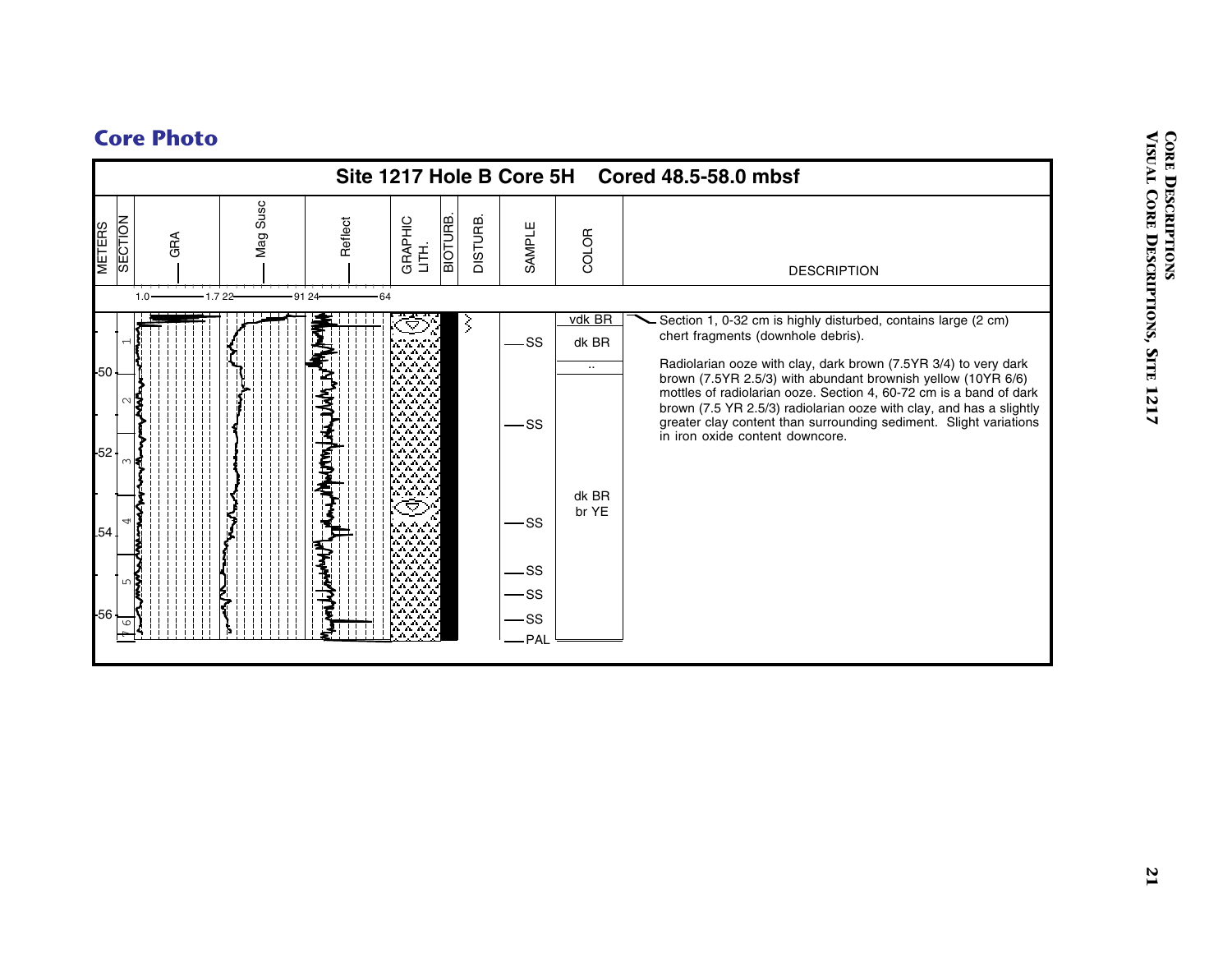# Core Photo

## Site 1217 Hole B Core 5H Cored 48.5-58.0 mbsf

| METERS | SECTION | GRA | Mag Susc | Reflect | GRAPHIC LITH. | BIOTURB. | DISTURB. | SAMPLE | COLOR | DESCRIPTION |
|---|---|---|---|---|---|---|---|---|---|---|
| | | 1.0 — 1.7 | 22 — 91 | 24 — 64 | | | | | | |
| | 1 | | | | | | | SS | vdk BR | Section 1, 0-32 cm is highly disturbed, contains large (2 cm) chert fragments (downhole debris). |
| 50 | | | | | | | | | dk BR | Radiolarian ooze with clay, dark brown (7.5YR 3/4) to very dark brown (7.5YR 2.5/3) with abundant brownish yellow (10YR 6/6) mottles of radiolarian ooze. Section 4, 60-72 cm is a band of dark brown (7.5 YR 2.5/3) radiolarian ooze with clay, and has a slightly greater clay content than surrounding sediment. Slight variations in iron oxide content downcore. |
| | 2 | | | | | | | SS | .. | |
| 52 | 3 | | | | | | | | | |
| | 4 | | | | | | | SS | dk BR br YE | |
| 54 | | | | | | | | | | |
| | 5 | | | | | | | SS | | |
| | | | | | | | | SS | | |
| 56 | 6 | | | | | | | SS | | |
| | | | | | | | | PAL | | |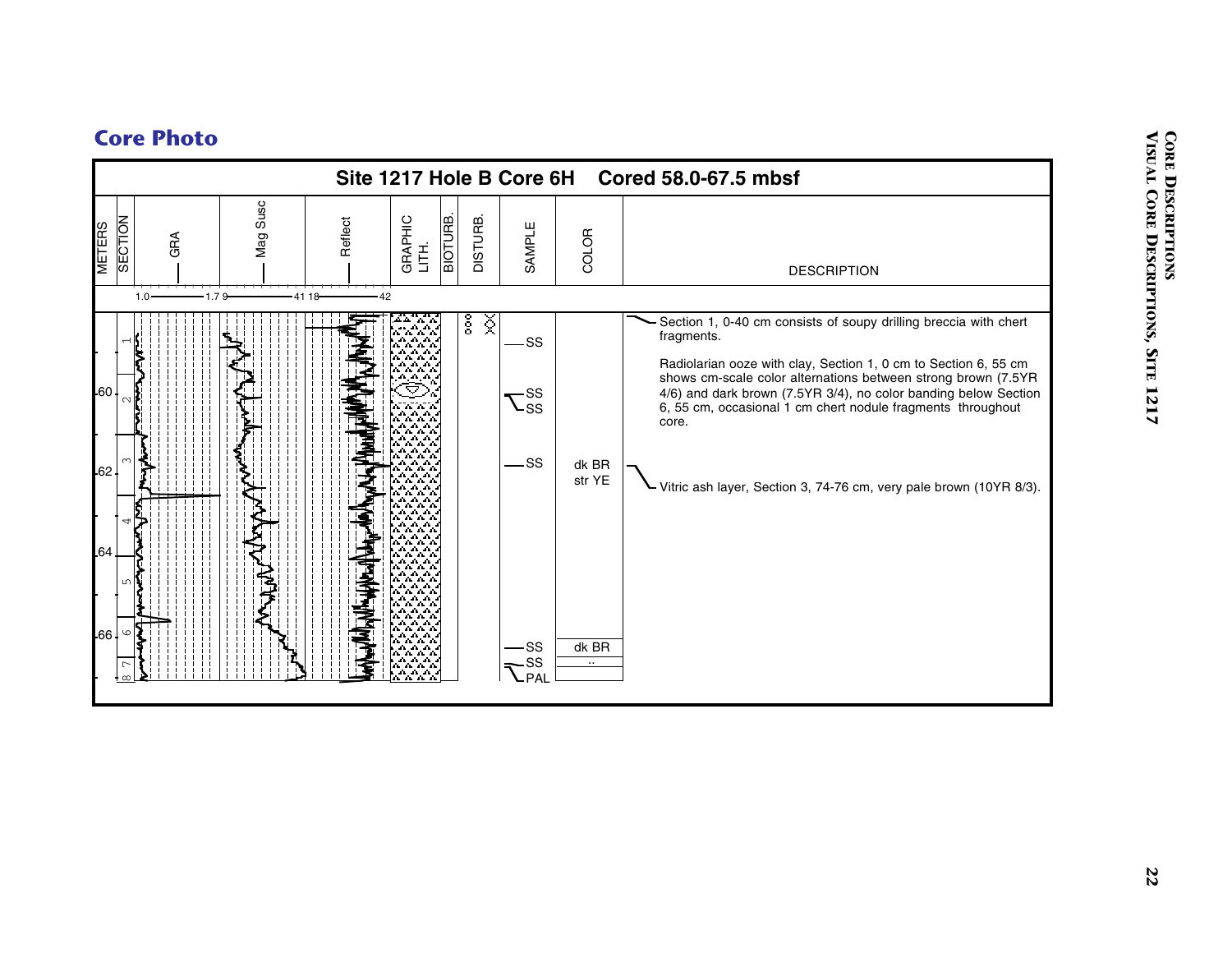## Core Photo

**Site 1217 Hole B Core 6H Cored 58.0-67.5 mbsf**

| METERS | SECTION | GRA | Mag Susc | Reflect | GRAPHIC LITH. | BIOTURB. | DISTURB. | SAMPLE | COLOR | DESCRIPTION |
|---|---|---|---|---|---|---|---|---|---|---|
| | | 1.0 — 1.7 | 9 — 41 | 18 — 42 | | | | | | |
| | 1 | | | | | | | SS | | Section 1, 0-40 cm consists of soupy drilling breccia with chert fragments. |
| 60 | 2 | | | | | | | SS, SS | | Radiolarian ooze with clay, Section 1, 0 cm to Section 6, 55 cm shows cm-scale color alternations between strong brown (7.5YR 4/6) and dark brown (7.5YR 3/4), no color banding below Section 6, 55 cm, occasional 1 cm chert nodule fragments throughout core. |
| 62 | 3 | | | | | | | SS | dk BR str YE | Vitric ash layer, Section 3, 74-76 cm, very pale brown (10YR 8/3). |
| | 4 | | | | | | | | | |
| 64 | 5 | | | | | | | | | |
| 66 | 6 | | | | | | | SS | dk BR | |
| | 7 | | | | | | | SS | .. | |
| | 8 | | | | | | | PAL | | |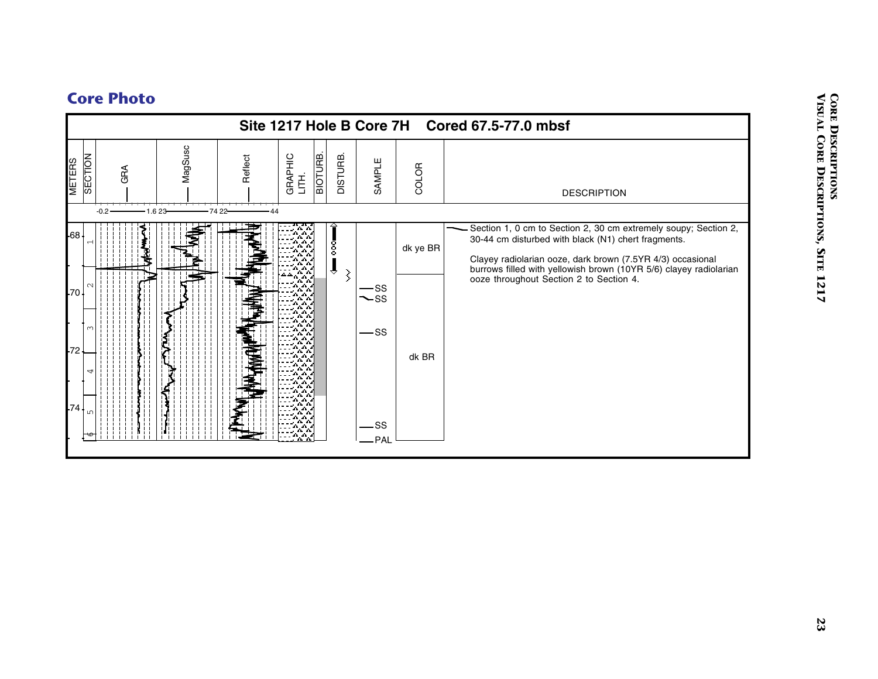## Core Photo

**Site 1217 Hole B Core 7H Cored 67.5-77.0 mbsf**

| METERS | SECTION | GRA | MagSusc | Reflect | GRAPHIC LITH. | BIOTURB. | DISTURB. | SAMPLE | COLOR | DESCRIPTION |
|---|---|---|---|---|---|---|---|---|---|---|
| | | -0.2 — 1.6 | 23 — 74 | 22 — 44 | | | | | | |
| 68 | 1 | | | | | | | | dk ye BR | Section 1, 0 cm to Section 2, 30 cm extremely soupy; Section 2, 30-44 cm disturbed with black (N1) chert fragments. |
| | 2 | | | | | | | SS | | Clayey radiolarian ooze, dark brown (7.5YR 4/3) occasional burrows filled with yellowish brown (10YR 5/6) clayey radiolarian ooze throughout Section 2 to Section 4. |
| 70 | | | | | | | | SS | | |
| | 3 | | | | | | | SS | | |
| 72 | 4 | | | | | | | | dk BR | |
| 74 | 5 | | | | | | | SS | | |
| | 6 | | | | | | | PAL | | |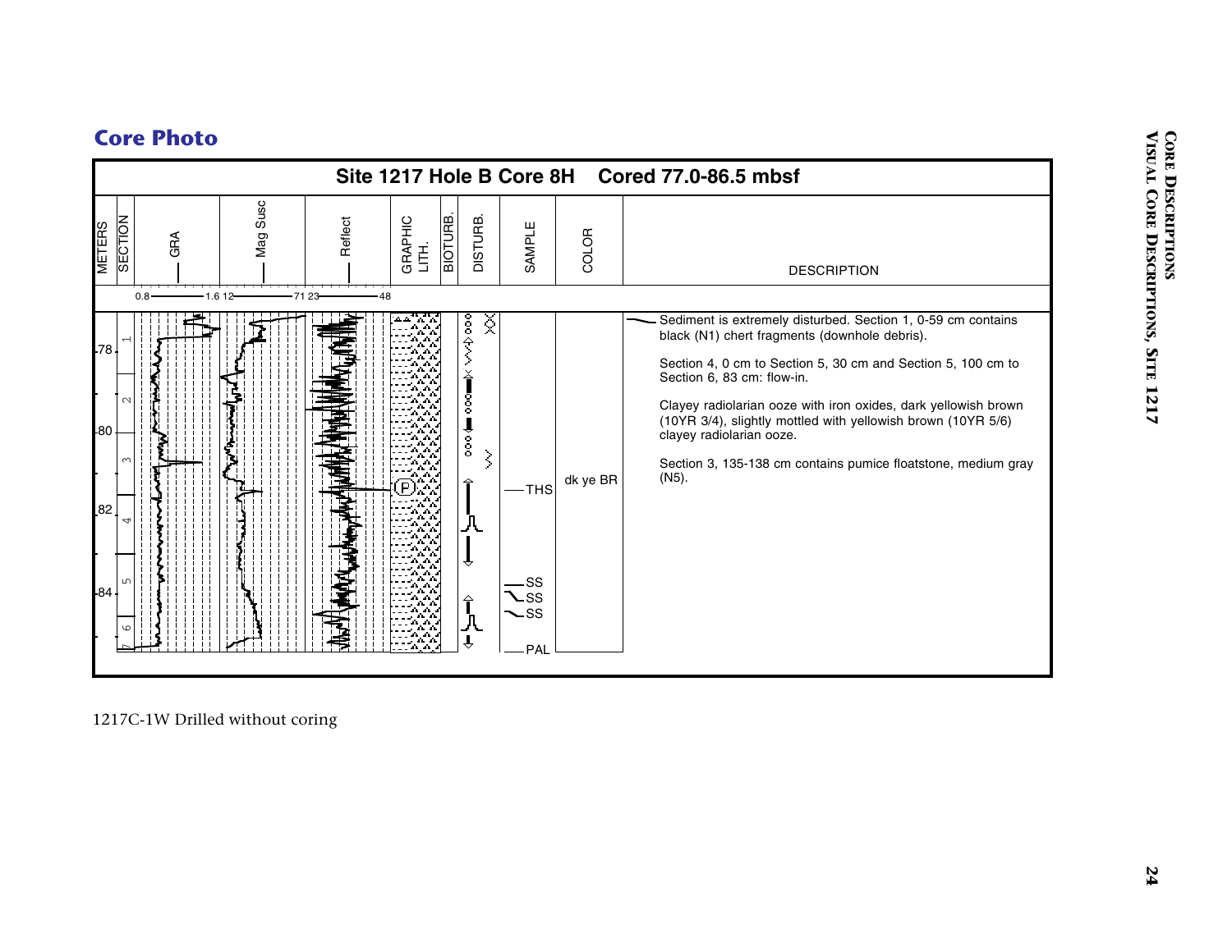## Core Photo

**Site 1217 Hole B Core 8H Cored 77.0-86.5 mbsf**

| METERS | SECTION | GRA | Mag Susc | Reflect | GRAPHIC LITH. | BIOTURB. | DISTURB. | SAMPLE | COLOR | DESCRIPTION |
|---|---|---|---|---|---|---|---|---|---|---|
| | | 0.8 — 1.6 | 12 — 71 | 23 — 48 | | | | | | |
| 78, 80, 82, 84 | 1, 2, 3, 4, 5, 6, 7 | | | | | | | THS, SS, SS, SS, PAL | dk ye BR | Sediment is extremely disturbed. Section 1, 0-59 cm contains black (N1) chert fragments (downhole debris). Section 4, 0 cm to Section 5, 30 cm and Section 5, 100 cm to Section 6, 83 cm: flow-in. Clayey radiolarian ooze with iron oxides, dark yellowish brown (10YR 3/4), slightly mottled with yellowish brown (10YR 5/6) clayey radiolarian ooze. Section 3, 135-138 cm contains pumice floatstone, medium gray (N5). |

1217C-1W Drilled without coring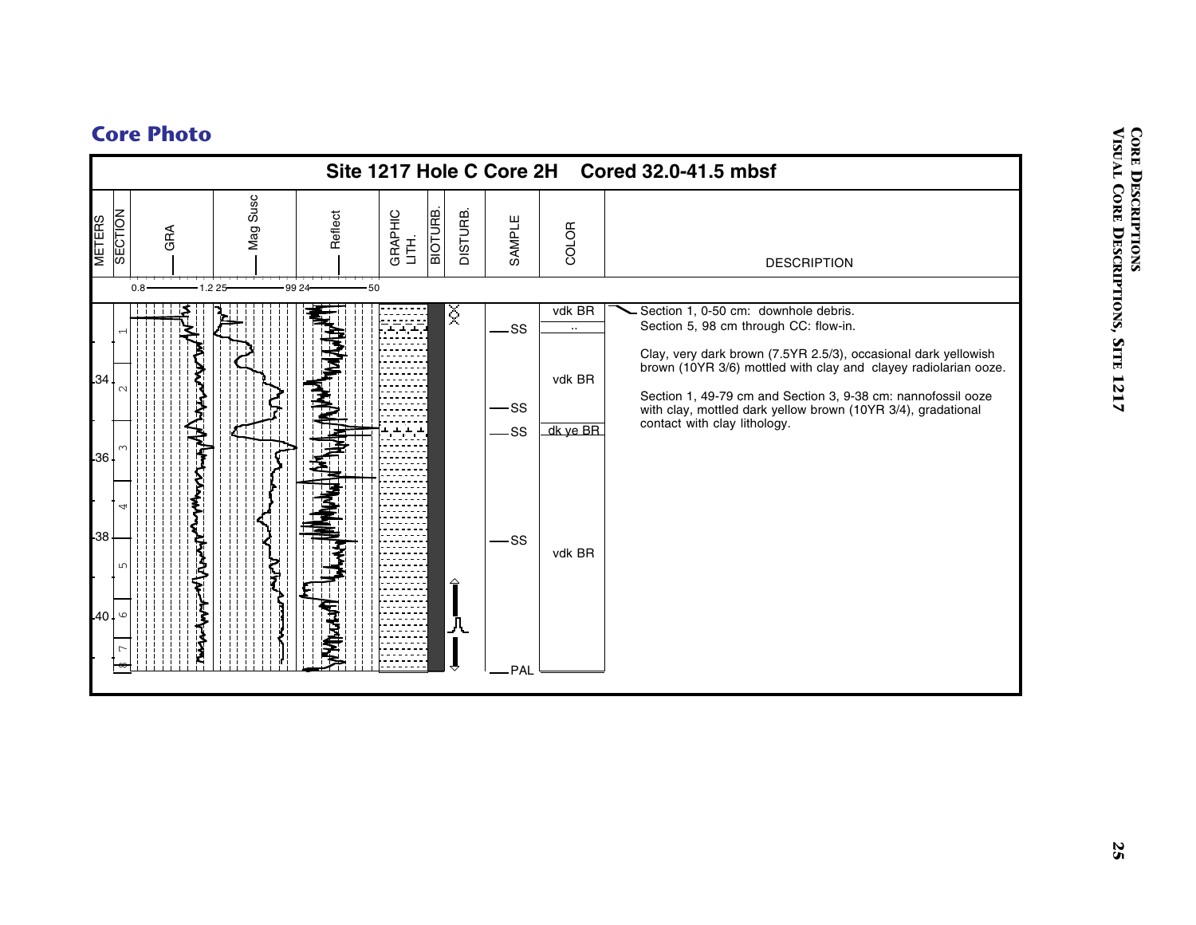## Core Photo

**Site 1217 Hole C Core 2H Cored 32.0-41.5 mbsf**

| METERS | SECTION | GRA | Mag Susc | Reflect | GRAPHIC LITH. | BIOTURB. | DISTURB. | SAMPLE | COLOR | DESCRIPTION |
|---|---|---|---|---|---|---|---|---|---|---|
| | | 0.8 — 1.2 | 25 — 99 | 24 — 50 | | | | | | |
| 34 | 1, 2 | | | | | | | SS | vdk BR | Section 1, 0-50 cm: downhole debris. |
| | | | | | | | | | .. | Section 5, 98 cm through CC: flow-in. |
| | | | | | | | | SS | vdk BR | Clay, very dark brown (7.5YR 2.5/3), occasional dark yellowish brown (10YR 3/6) mottled with clay and clayey radiolarian ooze. |
| 36 | 3 | | | | | | | SS | dk ye BR | Section 1, 49-79 cm and Section 3, 9-38 cm: nannofossil ooze with clay, mottled dark yellow brown (10YR 3/4), gradational contact with clay lithology. |
| 38 | 4, 5 | | | | | | | SS | vdk BR | |
| 40 | 6, 7, 8 | | | | | | | PAL | | |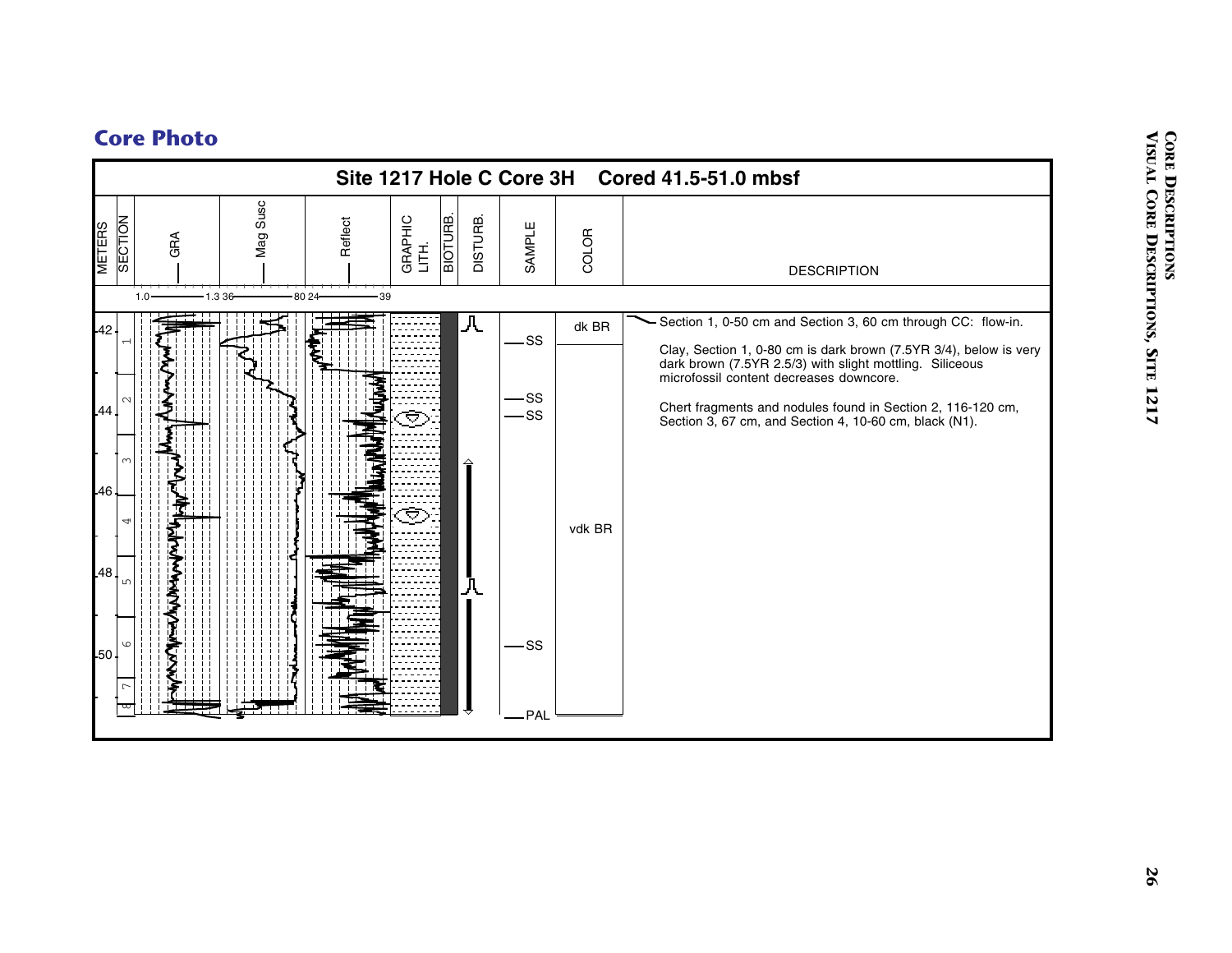## Core Photo

**Site 1217 Hole C Core 3H Cored 41.5-51.0 mbsf**

| METERS | SECTION | GRA | Mag Susc | Reflect | GRAPHIC LITH. | BIOTURB. | DISTURB. | SAMPLE | COLOR | DESCRIPTION |
|---|---|---|---|---|---|---|---|---|---|---|
| | | 1.0 — 1.3 | 36 — 80 | 24 — 39 | | | | | | |

**Depth scale (meters):** 42, 44, 46, 48, 50

**Sections:** 1, 2, 3, 4, 5, 6, 7, 8

**Samples:** SS, SS, SS, SS, PAL

**Color:** dk BR; vdk BR

**Description:**

Section 1, 0-50 cm and Section 3, 60 cm through CC: flow-in.

Clay, Section 1, 0-80 cm is dark brown (7.5YR 3/4), below is very dark brown (7.5YR 2.5/3) with slight mottling. Siliceous microfossil content decreases downcore.

Chert fragments and nodules found in Section 2, 116-120 cm, Section 3, 67 cm, and Section 4, 10-60 cm, black (N1).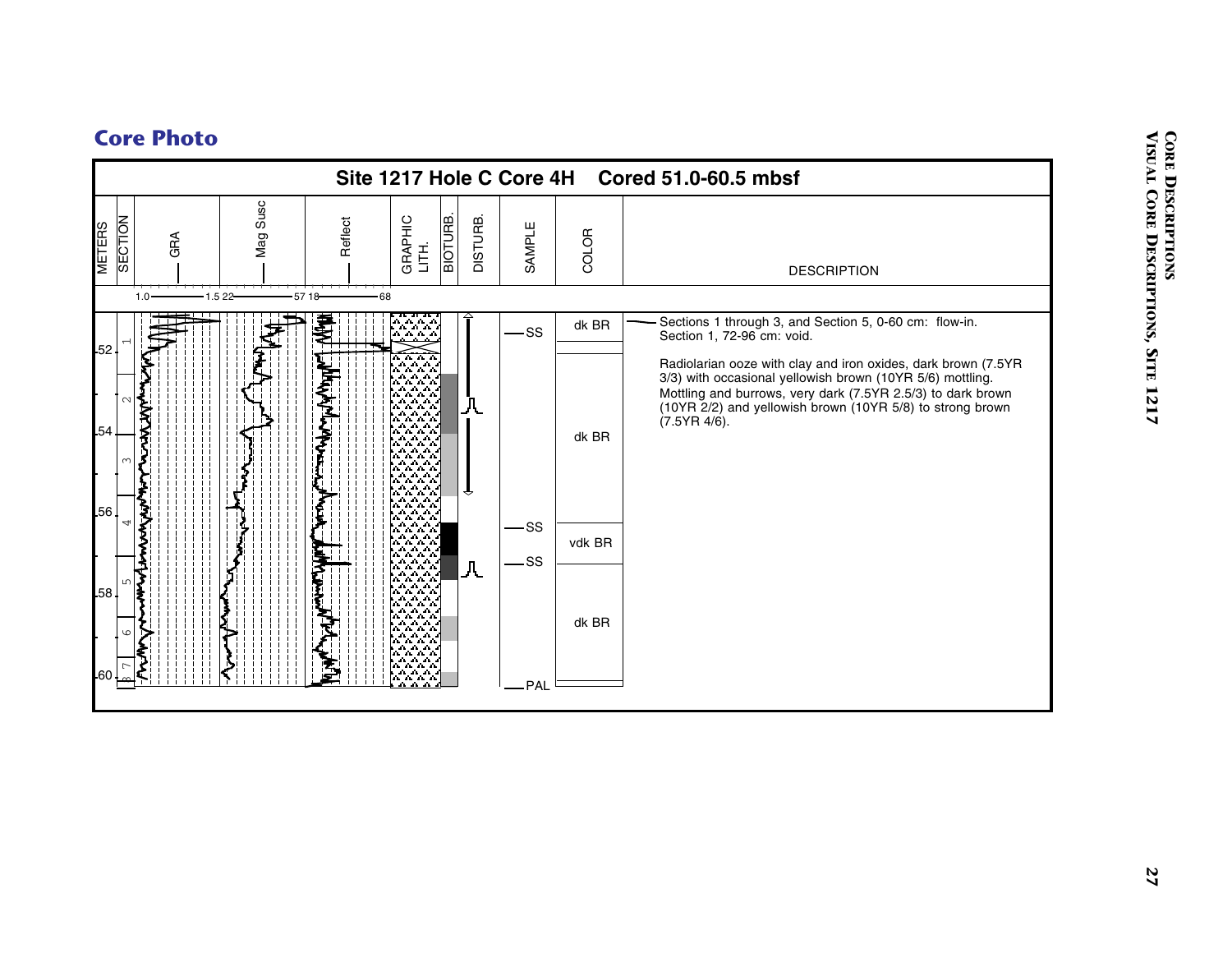# Core Photo

**Site 1217 Hole C Core 4H Cored 51.0-60.5 mbsf**

| METERS | SECTION | GRA | Mag Susc | Reflect | GRAPHIC LITH. | BIOTURB. | DISTURB. | SAMPLE | COLOR | DESCRIPTION |
|---|---|---|---|---|---|---|---|---|---|---|
| | | 1.0 — 1.5 | 22 — 57 | 18 — 68 | | | | | | |
| 52 | 1 | | | | | | | SS | dk BR | Sections 1 through 3, and Section 5, 0-60 cm: flow-in. Section 1, 72-96 cm: void. |
| | 2 | | | | | | | | dk BR | Radiolarian ooze with clay and iron oxides, dark brown (7.5YR 3/3) with occasional yellowish brown (10YR 5/6) mottling. Mottling and burrows, very dark (7.5YR 2.5/3) to dark brown (10YR 2/2) and yellowish brown (10YR 5/8) to strong brown (7.5YR 4/6). |
| 54 | 3 | | | | | | | | | |
| 56 | 4 | | | | | | | SS | vdk BR | |
| | 5 | | | | | | | SS | | |
| 58 | 6 | | | | | | | | dk BR | |
| 60 | 7, 8 | | | | | | | PAL | | |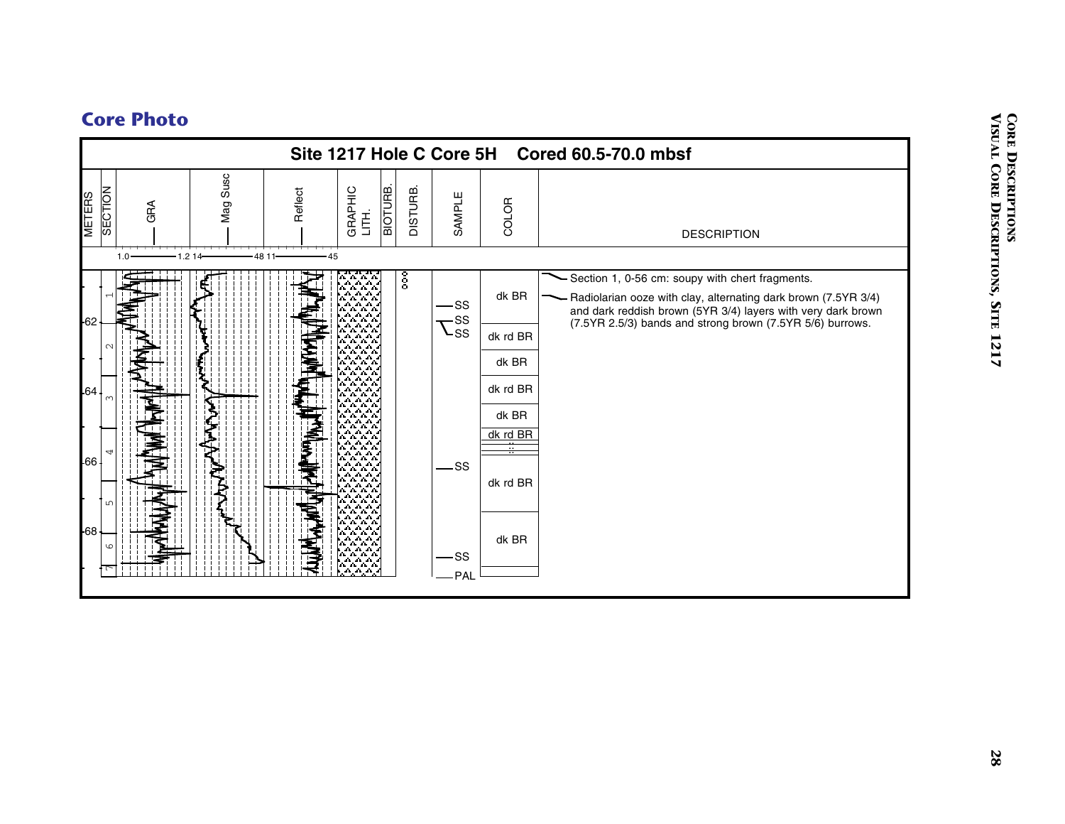## Core Photo

**Site 1217 Hole C Core 5H Cored 60.5-70.0 mbsf**

| METERS | SECTION | GRA | Mag Susc | Reflect | GRAPHIC LITH. | BIOTURB. | DISTURB. | SAMPLE | COLOR | DESCRIPTION |
|---|---|---|---|---|---|---|---|---|---|---|
| | | 1.0 — 1.2 | 14 — 48 | 11 — 45 | | | | | | |
| 62 | 1 | | | | | | | SS, SS, SS | dk BR | Section 1, 0-56 cm: soupy with chert fragments. |
| | 2 | | | | | | | | dk rd BR, dk BR | Radiolarian ooze with clay, alternating dark brown (7.5YR 3/4) and dark reddish brown (5YR 3/4) layers with very dark brown (7.5YR 2.5/3) bands and strong brown (7.5YR 5/6) burrows. |
| 64 | 3 | | | | | | | | dk rd BR, dk BR | |
| | 4 | | | | | | | | dk rd BR | |
| 66 | 5 | | | | | | | SS | dk rd BR | |
| 68 | 6 | | | | | | | SS | dk BR | |
| | 7 | | | | | | | PAL | | |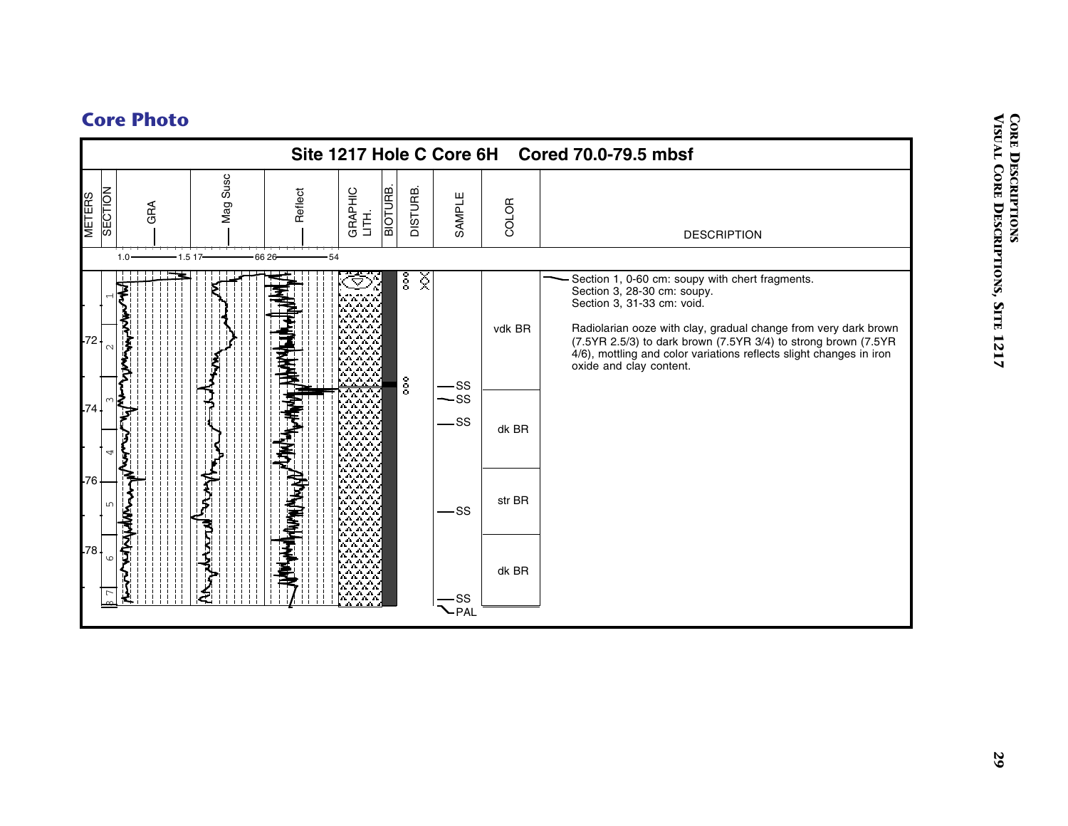## Core Photo

### Site 1217 Hole C Core 6H Cored 70.0-79.5 mbsf

| METERS | SECTION | GRA | Mag Susc | Reflect | GRAPHIC LITH. | BIOTURB. | DISTURB. | SAMPLE | COLOR | DESCRIPTION |
|---|---|---|---|---|---|---|---|---|---|---|
| | | 1.0 — 1.5 | 17 — 66 | 26 — 54 | | | | | | |
| 72 | 1, 2 | | | | | | | | vdk BR | Section 1, 0-60 cm: soupy with chert fragments. Section 3, 28-30 cm: soupy. Section 3, 31-33 cm: void. Radiolarian ooze with clay, gradual change from very dark brown (7.5YR 2.5/3) to dark brown (7.5YR 3/4) to strong brown (7.5YR 4/6), mottling and color variations reflects slight changes in iron oxide and clay content. |
| 74 | 3, 4 | | | | | | | SS, SS, SS | dk BR | |
| 76 | 5 | | | | | | | SS | str BR | |
| 78 | 6, 7, 8 | | | | | | | SS, PAL | dk BR | |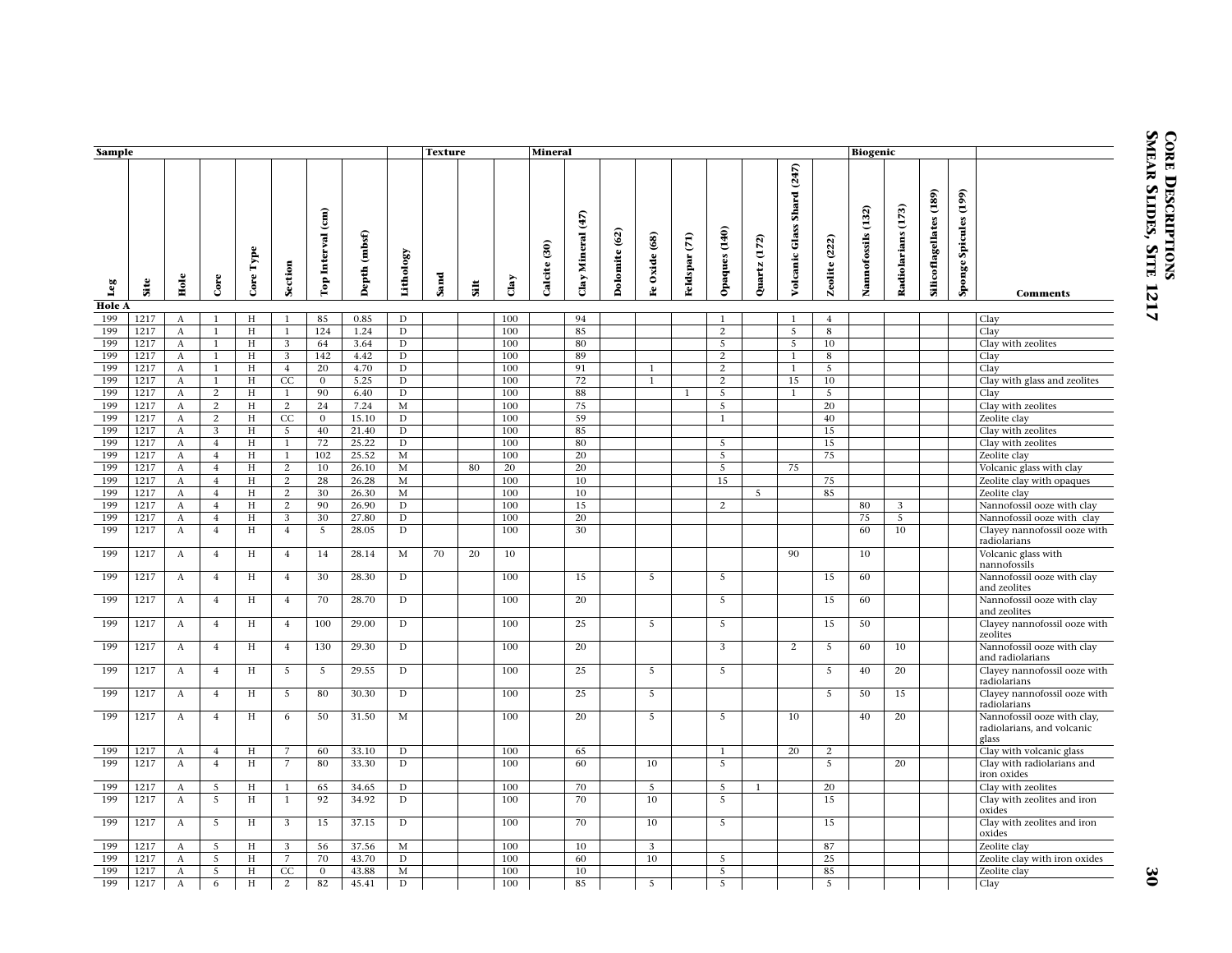| Sample | | | | | | | | | Texture | | | Mineral | | | | | | | | | Biogenic | | | | |
|---|---|---|---|---|---|---|---|---|---|---|---|---|---|---|---|---|---|---|---|---|---|---|---|---|---|
| Leg | Site | Hole | Core | Core Type | Section | Top Interval (cm) | Depth (mbsf) | Lithology | Sand | Silt | Clay | Calcite (30) | Clay Mineral (47) | Dolomite (62) | Fe Oxide (68) | Feldspar (71) | Opaques (140) | Quartz (172) | Volcanic Glass Shard (247) | Zeolite (222) | Nannofossils (132) | Radiolarians (173) | Silicoflagellates (189) | Sponge Spicules (199) | Comments |
| **Hole A** | | | | | | | | | | | | | | | | | | | | | | | | | |
| 199 | 1217 | A | 1 | H | 1 | 85 | 0.85 | D | | | 100 | | 94 | | | | 1 | | 1 | 4 | | | | | Clay |
| 199 | 1217 | A | 1 | H | 1 | 124 | 1.24 | D | | | 100 | | 85 | | | | 2 | | 5 | 8 | | | | | Clay |
| 199 | 1217 | A | 1 | H | 3 | 64 | 3.64 | D | | | 100 | | 80 | | | | 5 | | 5 | 10 | | | | | Clay with zeolites |
| 199 | 1217 | A | 1 | H | 3 | 142 | 4.42 | D | | | 100 | | 89 | | | | 2 | | 1 | 8 | | | | | Clay |
| 199 | 1217 | A | 1 | H | 4 | 20 | 4.70 | D | | | 100 | | 91 | | 1 | | 2 | | 1 | 5 | | | | | Clay |
| 199 | 1217 | A | 1 | H | CC | 0 | 5.25 | D | | | 100 | | 72 | | 1 | | 2 | | 15 | 10 | | | | | Clay with glass and zeolites |
| 199 | 1217 | A | 2 | H | 1 | 90 | 6.40 | D | | | 100 | | 88 | | | 1 | 5 | | 1 | 5 | | | | | Clay |
| 199 | 1217 | A | 2 | H | 2 | 24 | 7.24 | M | | | 100 | | 75 | | | | 5 | | | 20 | | | | | Clay with zeolites |
| 199 | 1217 | A | 2 | H | CC | 0 | 15.10 | D | | | 100 | | 59 | | | | 1 | | | 40 | | | | | Zeolite clay |
| 199 | 1217 | A | 3 | H | 5 | 40 | 21.40 | D | | | 100 | | 85 | | | | | | | 15 | | | | | Clay with zeolites |
| 199 | 1217 | A | 4 | H | 1 | 72 | 25.22 | D | | | 100 | | 80 | | | | 5 | | | 15 | | | | | Clay with zeolites |
| 199 | 1217 | A | 4 | H | 1 | 102 | 25.52 | M | | | 100 | | 20 | | | | 5 | | | 75 | | | | | Zeolite clay |
| 199 | 1217 | A | 4 | H | 2 | 10 | 26.10 | M | | 80 | 20 | | 20 | | | | 5 | | 75 | | | | | | Volcanic glass with clay |
| 199 | 1217 | A | 4 | H | 2 | 28 | 26.28 | M | | | 100 | | 10 | | | | 15 | | | 75 | | | | | Zeolite clay with opaques |
| 199 | 1217 | A | 4 | H | 2 | 30 | 26.30 | M | | | 100 | | 10 | | | | | 5 | | 85 | | | | | Zeolite clay |
| 199 | 1217 | A | 4 | H | 2 | 90 | 26.90 | D | | | 100 | | 15 | | | | 2 | | | | 80 | 3 | | | Nannofossil ooze with clay |
| 199 | 1217 | A | 4 | H | 3 | 30 | 27.80 | D | | | 100 | | 20 | | | | | | | | 75 | 5 | | | Nannofossil ooze with clay |
| 199 | 1217 | A | 4 | H | 4 | 5 | 28.05 | D | | | 100 | | 30 | | | | | | | | 60 | 10 | | | Clayey nannofossil ooze with radiolarians |
| 199 | 1217 | A | 4 | H | 4 | 14 | 28.14 | M | 70 | 20 | 10 | | | | | | | | 90 | | 10 | | | | Volcanic glass with nannofossils |
| 199 | 1217 | A | 4 | H | 4 | 30 | 28.30 | D | | | 100 | | 15 | | 5 | | 5 | | | 15 | 60 | | | | Nannofossil ooze with clay and zeolites |
| 199 | 1217 | A | 4 | H | 4 | 70 | 28.70 | D | | | 100 | | 20 | | | | 5 | | | 15 | 60 | | | | Nannofossil ooze with clay and zeolites |
| 199 | 1217 | A | 4 | H | 4 | 100 | 29.00 | D | | | 100 | | 25 | | 5 | | 5 | | | 15 | 50 | | | | Clayey nannofossil ooze with zeolites |
| 199 | 1217 | A | 4 | H | 4 | 130 | 29.30 | D | | | 100 | | 20 | | | | 3 | | 2 | 5 | 60 | 10 | | | Nannofossil ooze with clay and radiolarians |
| 199 | 1217 | A | 4 | H | 5 | 5 | 29.55 | D | | | 100 | | 25 | | 5 | | 5 | | | 5 | 40 | 20 | | | Clayey nannofossil ooze with radiolarians |
| 199 | 1217 | A | 4 | H | 5 | 80 | 30.30 | D | | | 100 | | 25 | | 5 | | | | | 5 | 50 | 15 | | | Clayey nannofossil ooze with radiolarians |
| 199 | 1217 | A | 4 | H | 6 | 50 | 31.50 | M | | | 100 | | 20 | | 5 | | 5 | | 10 | | 40 | 20 | | | Nannofossil ooze with clay, radiolarians, and volcanic glass |
| 199 | 1217 | A | 4 | H | 7 | 60 | 33.10 | D | | | 100 | | 65 | | | | 1 | | 20 | 2 | | | | | Clay with volcanic glass |
| 199 | 1217 | A | 4 | H | 7 | 80 | 33.30 | D | | | 100 | | 60 | | 10 | | 5 | | | 5 | | 20 | | | Clay with radiolarians and iron oxides |
| 199 | 1217 | A | 5 | H | 1 | 65 | 34.65 | D | | | 100 | | 70 | | 5 | | 5 | 1 | | 20 | | | | | Clay with zeolites |
| 199 | 1217 | A | 5 | H | 1 | 92 | 34.92 | D | | | 100 | | 70 | | 10 | | 5 | | | 15 | | | | | Clay with zeolites and iron oxides |
| 199 | 1217 | A | 5 | H | 3 | 15 | 37.15 | D | | | 100 | | 70 | | 10 | | 5 | | | 15 | | | | | Clay with zeolites and iron oxides |
| 199 | 1217 | A | 5 | H | 3 | 56 | 37.56 | M | | | 100 | | 10 | | 3 | | | | | 87 | | | | | Zeolite clay |
| 199 | 1217 | A | 5 | H | 7 | 70 | 43.70 | D | | | 100 | | 60 | | 10 | | 5 | | | 25 | | | | | Zeolite clay with iron oxides |
| 199 | 1217 | A | 5 | H | CC | 0 | 43.88 | M | | | 100 | | 10 | | | | 5 | | | 85 | | | | | Zeolite clay |
| 199 | 1217 | A | 6 | H | 2 | 82 | 45.41 | D | | | 100 | | 85 | | 5 | | 5 | | | 5 | | | | | Clay |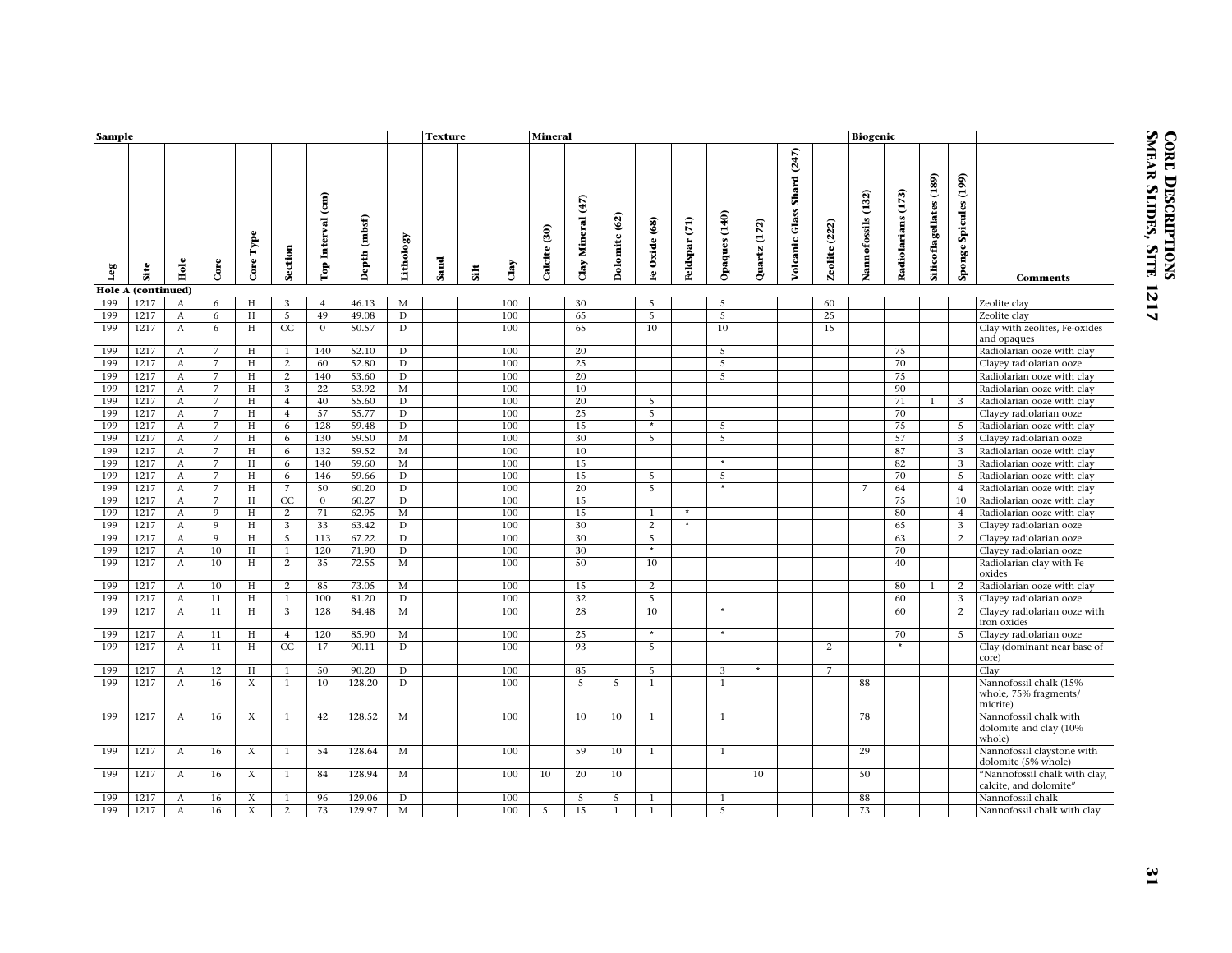| Sample | | | | | | | | | Texture | | | Mineral | | | | | | | | | Biogenic | | | | |
|---|---|---|---|---|---|---|---|---|---|---|---|---|---|---|---|---|---|---|---|---|---|---|---|---|---|
| Leg | Site | Hole | Core | Core Type | Section | Top Interval (cm) | Depth (mbsf) | Lithology | Sand | Silt | Clay | Calcite (30) | Clay Mineral (47) | Dolomite (62) | Fe Oxide (68) | Feldspar (71) | Opaques (140) | Quartz (172) | Volcanic Glass Shard (247) | Zeolite (222) | Nannofossils (132) | Radiolarians (173) | Silicoflagellates (189) | Sponge Spicules (199) | Comments |
| **Hole A (continued)** | | | | | | | | | | | | | | | | | | | | | | | | | |
| 199 | 1217 | A | 6 | H | 3 | 4 | 46.13 | M | | | 100 | | 30 | | 5 | | 5 | | | 60 | | | | | Zeolite clay |
| 199 | 1217 | A | 6 | H | 5 | 49 | 49.08 | D | | | 100 | | 65 | | 5 | | 5 | | | 25 | | | | | Zeolite clay |
| 199 | 1217 | A | 6 | H | CC | 0 | 50.57 | D | | | 100 | | 65 | | 10 | | 10 | | | 15 | | | | | Clay with zeolites, Fe-oxides and opaques |
| 199 | 1217 | A | 7 | H | 1 | 140 | 52.10 | D | | | 100 | | 20 | | | | 5 | | | | | 75 | | | Radiolarian ooze with clay |
| 199 | 1217 | A | 7 | H | 2 | 60 | 52.80 | D | | | 100 | | 25 | | | | 5 | | | | | 70 | | | Clayey radiolarian ooze |
| 199 | 1217 | A | 7 | H | 2 | 140 | 53.60 | D | | | 100 | | 20 | | | | 5 | | | | | 75 | | | Radiolarian ooze with clay |
| 199 | 1217 | A | 7 | H | 3 | 22 | 53.92 | M | | | 100 | | 10 | | | | | | | | | 90 | | | Radiolarian ooze with clay |
| 199 | 1217 | A | 7 | H | 4 | 40 | 55.60 | D | | | 100 | | 20 | | 5 | | | | | | | 71 | 1 | 3 | Radiolarian ooze with clay |
| 199 | 1217 | A | 7 | H | 4 | 57 | 55.77 | D | | | 100 | | 25 | | 5 | | | | | | | 70 | | | Clayey radiolarian ooze |
| 199 | 1217 | A | 7 | H | 6 | 128 | 59.48 | D | | | 100 | | 15 | | * | | 5 | | | | | 75 | | 5 | Radiolarian ooze with clay |
| 199 | 1217 | A | 7 | H | 6 | 130 | 59.50 | M | | | 100 | | 30 | | 5 | | 5 | | | | | 57 | | 3 | Clayey radiolarian ooze |
| 199 | 1217 | A | 7 | H | 6 | 132 | 59.52 | M | | | 100 | | 10 | | | | | | | | | 87 | | 3 | Radiolarian ooze with clay |
| 199 | 1217 | A | 7 | H | 6 | 140 | 59.60 | M | | | 100 | | 15 | | | | * | | | | | 82 | | 3 | Radiolarian ooze with clay |
| 199 | 1217 | A | 7 | H | 6 | 146 | 59.66 | D | | | 100 | | 15 | | 5 | | 5 | | | | | 70 | | 5 | Radiolarian ooze with clay |
| 199 | 1217 | A | 7 | H | 7 | 50 | 60.20 | D | | | 100 | | 20 | | 5 | | * | | | | 7 | 64 | | 4 | Radiolarian ooze with clay |
| 199 | 1217 | A | 7 | H | CC | 0 | 60.27 | D | | | 100 | | 15 | | | | | | | | | 75 | | 10 | Radiolarian ooze with clay |
| 199 | 1217 | A | 9 | H | 2 | 71 | 62.95 | M | | | 100 | | 15 | | 1 | * | | | | | | 80 | | 4 | Radiolarian ooze with clay |
| 199 | 1217 | A | 9 | H | 3 | 33 | 63.42 | D | | | 100 | | 30 | | 2 | * | | | | | | 65 | | 3 | Clayey radiolarian ooze |
| 199 | 1217 | A | 9 | H | 5 | 113 | 67.22 | D | | | 100 | | 30 | | 5 | | | | | | | 63 | | 2 | Clayey radiolarian ooze |
| 199 | 1217 | A | 10 | H | 1 | 120 | 71.90 | D | | | 100 | | 30 | | * | | | | | | | 70 | | | Clayey radiolarian ooze |
| 199 | 1217 | A | 10 | H | 2 | 35 | 72.55 | M | | | 100 | | 50 | | 10 | | | | | | | 40 | | | Radiolarian clay with Fe oxides |
| 199 | 1217 | A | 10 | H | 2 | 85 | 73.05 | M | | | 100 | | 15 | | 2 | | | | | | | 80 | 1 | 2 | Radiolarian ooze with clay |
| 199 | 1217 | A | 11 | H | 1 | 100 | 81.20 | D | | | 100 | | 32 | | 5 | | | | | | | 60 | | 3 | Clayey radiolarian ooze |
| 199 | 1217 | A | 11 | H | 3 | 128 | 84.48 | M | | | 100 | | 28 | | 10 | | * | | | | | 60 | | 2 | Clayey radiolarian ooze with iron oxides |
| 199 | 1217 | A | 11 | H | 4 | 120 | 85.90 | M | | | 100 | | 25 | | * | | * | | | | | 70 | | 5 | Clayey radiolarian ooze |
| 199 | 1217 | A | 11 | H | CC | 17 | 90.11 | D | | | 100 | | 93 | | 5 | | | | | 2 | | * | | | Clay (dominant near base of core) |
| 199 | 1217 | A | 12 | H | 1 | 50 | 90.20 | D | | | 100 | | 85 | | 5 | | 3 | * | | 7 | | | | | Clay |
| 199 | 1217 | A | 16 | X | 1 | 10 | 128.20 | D | | | 100 | | 5 | 5 | 1 | | 1 | | | | 88 | | | | Nannofossil chalk (15% whole, 75% fragments/ micrite) |
| 199 | 1217 | A | 16 | X | 1 | 42 | 128.52 | M | | | 100 | | 10 | 10 | 1 | | 1 | | | | 78 | | | | Nannofossil chalk with dolomite and clay (10% whole) |
| 199 | 1217 | A | 16 | X | 1 | 54 | 128.64 | M | | | 100 | | 59 | 10 | 1 | | 1 | | | | 29 | | | | Nannofossil claystone with dolomite (5% whole) |
| 199 | 1217 | A | 16 | X | 1 | 84 | 128.94 | M | | | 100 | 10 | 20 | 10 | | | | 10 | | | 50 | | | | "Nannofossil chalk with clay, calcite, and dolomite" |
| 199 | 1217 | A | 16 | X | 1 | 96 | 129.06 | D | | | 100 | | 5 | 5 | 1 | | 1 | | | | 88 | | | | Nannofossil chalk |
| 199 | 1217 | A | 16 | X | 2 | 73 | 129.97 | M | | | 100 | 5 | 15 | 1 | 1 | | 5 | | | | 73 | | | | Nannofossil chalk with clay |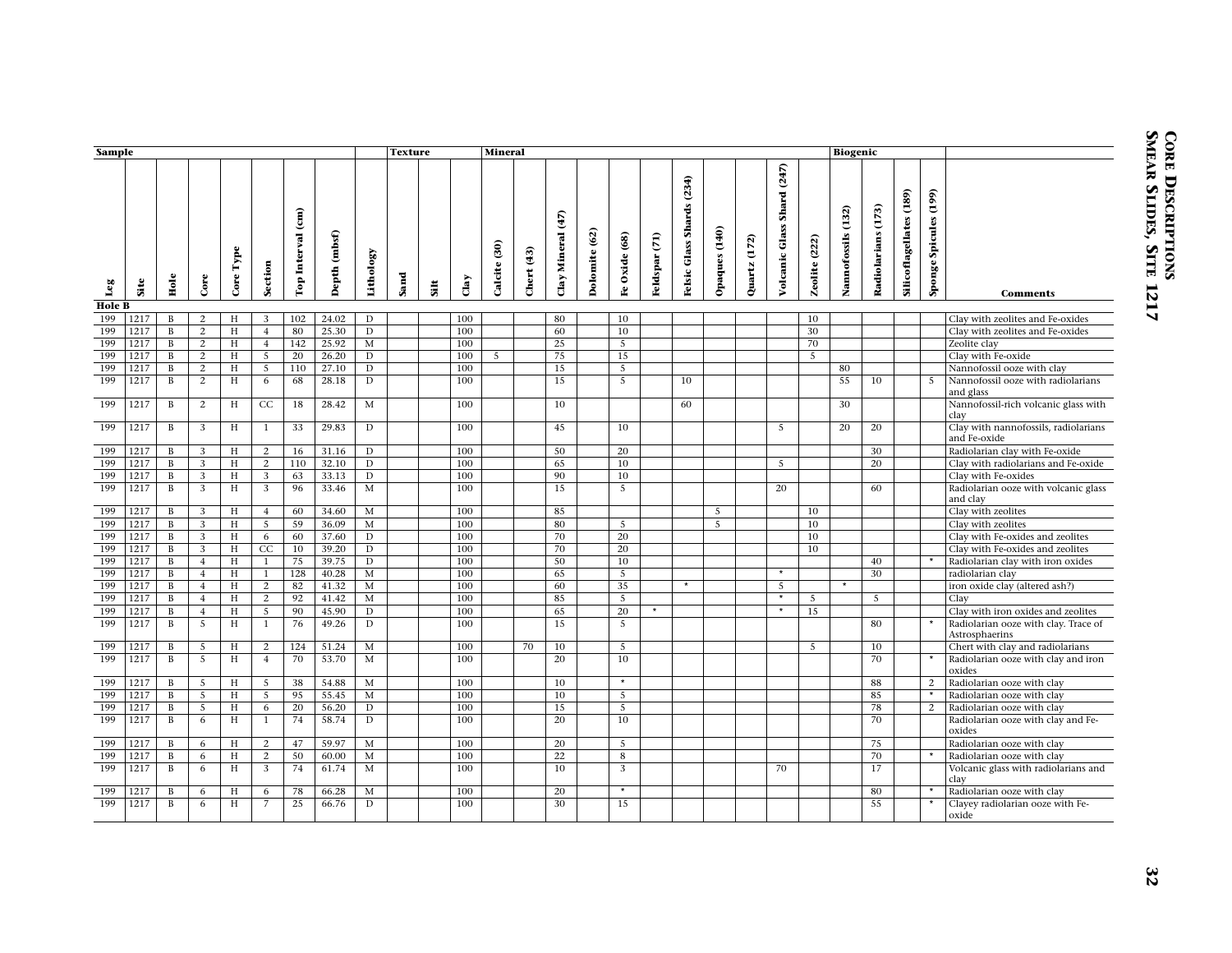| Sample | | | | | | | | | Texture | | | Mineral | | | | | | | | | | | Biogenic | | | | |
|---|---|---|---|---|---|---|---|---|---|---|---|---|---|---|---|---|---|---|---|---|---|---|---|---|---|---|---|
| Leg | Site | Hole | Core | Core Type | Section | Top Interval (cm) | Depth (mbsf) | Lithology | Sand | Silt | Clay | Calcite (30) | Chert (43) | Clay Mineral (47) | Dolomite (62) | Fe Oxide (68) | Feldspar (71) | Felsic Glass Shards (234) | Opaques (140) | Quartz (172) | Volcanic Glass Shard (247) | Zeolite (222) | Nannofossils (132) | Radiolarians (173) | Silicoflagellates (189) | Sponge Spicules (199) | Comments |
| **Hole B** | | | | | | | | | | | | | | | | | | | | | | | | | | | |
| 199 | 1217 | B | 2 | H | 3 | 102 | 24.02 | D | | | 100 | | | 80 | | 10 | | | | | | 10 | | | | | Clay with zeolites and Fe-oxides |
| 199 | 1217 | B | 2 | H | 4 | 80 | 25.30 | D | | | 100 | | | 60 | | 10 | | | | | | 30 | | | | | Clay with zeolites and Fe-oxides |
| 199 | 1217 | B | 2 | H | 4 | 142 | 25.92 | M | | | 100 | | | 25 | | 5 | | | | | | 70 | | | | | Zeolite clay |
| 199 | 1217 | B | 2 | H | 5 | 20 | 26.20 | D | | | 100 | 5 | | 75 | | 15 | | | | | | 5 | | | | | Clay with Fe-oxide |
| 199 | 1217 | B | 2 | H | 5 | 110 | 27.10 | D | | | 100 | | | 15 | | 5 | | | | | | | 80 | | | | Nannofossil ooze with clay |
| 199 | 1217 | B | 2 | H | 6 | 68 | 28.18 | D | | | 100 | | | 15 | | 5 | | 10 | | | | | 55 | 10 | | 5 | Nannofossil ooze with radiolarians and glass |
| 199 | 1217 | B | 2 | H | CC | 18 | 28.42 | M | | | 100 | | | 10 | | | | 60 | | | | | 30 | | | | Nannofossil-rich volcanic glass with clay |
| 199 | 1217 | B | 3 | H | 1 | 33 | 29.83 | D | | | 100 | | | 45 | | 10 | | | | | 5 | | 20 | 20 | | | Clay with nannofossils, radiolarians and Fe-oxide |
| 199 | 1217 | B | 3 | H | 2 | 16 | 31.16 | D | | | 100 | | | 50 | | 20 | | | | | | | | 30 | | | Radiolarian clay with Fe-oxide |
| 199 | 1217 | B | 3 | H | 2 | 110 | 32.10 | D | | | 100 | | | 65 | | 10 | | | | | 5 | | | 20 | | | Clay with radiolarians and Fe-oxide |
| 199 | 1217 | B | 3 | H | 3 | 63 | 33.13 | D | | | 100 | | | 90 | | 10 | | | | | | | | | | | Clay with Fe-oxides |
| 199 | 1217 | B | 3 | H | 3 | 96 | 33.46 | M | | | 100 | | | 15 | | 5 | | | | | 20 | | | 60 | | | Radiolarian ooze with volcanic glass and clay |
| 199 | 1217 | B | 3 | H | 4 | 60 | 34.60 | M | | | 100 | | | 85 | | | | | 5 | | | 10 | | | | | Clay with zeolites |
| 199 | 1217 | B | 3 | H | 5 | 59 | 36.09 | M | | | 100 | | | 80 | | 5 | | | 5 | | | 10 | | | | | Clay with zeolites |
| 199 | 1217 | B | 3 | H | 6 | 60 | 37.60 | D | | | 100 | | | 70 | | 20 | | | | | | 10 | | | | | Clay with Fe-oxides and zeolites |
| 199 | 1217 | B | 3 | H | CC | 10 | 39.20 | D | | | 100 | | | 70 | | 20 | | | | | | 10 | | | | | Clay with Fe-oxides and zeolites |
| 199 | 1217 | B | 4 | H | 1 | 75 | 39.75 | D | | | 100 | | | 50 | | 10 | | | | | | | | 40 | | * | Radiolarian clay with iron oxides |
| 199 | 1217 | B | 4 | H | 1 | 128 | 40.28 | M | | | 100 | | | 65 | | 5 | | | | | * | | | 30 | | | radiolarian clay |
| 199 | 1217 | B | 4 | H | 2 | 82 | 41.32 | M | | | 100 | | | 60 | | 35 | | * | | | 5 | | * | | | | iron oxide clay (altered ash?) |
| 199 | 1217 | B | 4 | H | 2 | 92 | 41.42 | M | | | 100 | | | 85 | | 5 | | | | | * | 5 | | 5 | | | Clay |
| 199 | 1217 | B | 4 | H | 5 | 90 | 45.90 | D | | | 100 | | | 65 | | 20 | * | | | | * | 15 | | | | | Clay with iron oxides and zeolites |
| 199 | 1217 | B | 5 | H | 1 | 76 | 49.26 | D | | | 100 | | | 15 | | 5 | | | | | | | | 80 | | * | Radiolarian ooze with clay. Trace of Astrosphaerins |
| 199 | 1217 | B | 5 | H | 2 | 124 | 51.24 | M | | | 100 | | 70 | 10 | | 5 | | | | | | 5 | | 10 | | | Chert with clay and radiolarians |
| 199 | 1217 | B | 5 | H | 4 | 70 | 53.70 | M | | | 100 | | | 20 | | 10 | | | | | | | | 70 | | * | Radiolarian ooze with clay and iron oxides |
| 199 | 1217 | B | 5 | H | 5 | 38 | 54.88 | M | | | 100 | | | 10 | | * | | | | | | | | 88 | | 2 | Radiolarian ooze with clay |
| 199 | 1217 | B | 5 | H | 5 | 95 | 55.45 | M | | | 100 | | | 10 | | 5 | | | | | | | | 85 | | * | Radiolarian ooze with clay |
| 199 | 1217 | B | 5 | H | 6 | 20 | 56.20 | D | | | 100 | | | 15 | | 5 | | | | | | | | 78 | | 2 | Radiolarian ooze with clay |
| 199 | 1217 | B | 6 | H | 1 | 74 | 58.74 | D | | | 100 | | | 20 | | 10 | | | | | | | | 70 | | | Radiolarian ooze with clay and Fe-oxides |
| 199 | 1217 | B | 6 | H | 2 | 47 | 59.97 | M | | | 100 | | | 20 | | 5 | | | | | | | | 75 | | | Radiolarian ooze with clay |
| 199 | 1217 | B | 6 | H | 2 | 50 | 60.00 | M | | | 100 | | | 22 | | 8 | | | | | | | | 70 | | * | Radiolarian ooze with clay |
| 199 | 1217 | B | 6 | H | 3 | 74 | 61.74 | M | | | 100 | | | 10 | | 3 | | | | | 70 | | | 17 | | | Volcanic glass with radiolarians and clay |
| 199 | 1217 | B | 6 | H | 6 | 78 | 66.28 | M | | | 100 | | | 20 | | * | | | | | | | | 80 | | * | Radiolarian ooze with clay |
| 199 | 1217 | B | 6 | H | 7 | 25 | 66.76 | D | | | 100 | | | 30 | | 15 | | | | | | | | 55 | | * | Clayey radiolarian ooze with Fe-oxide |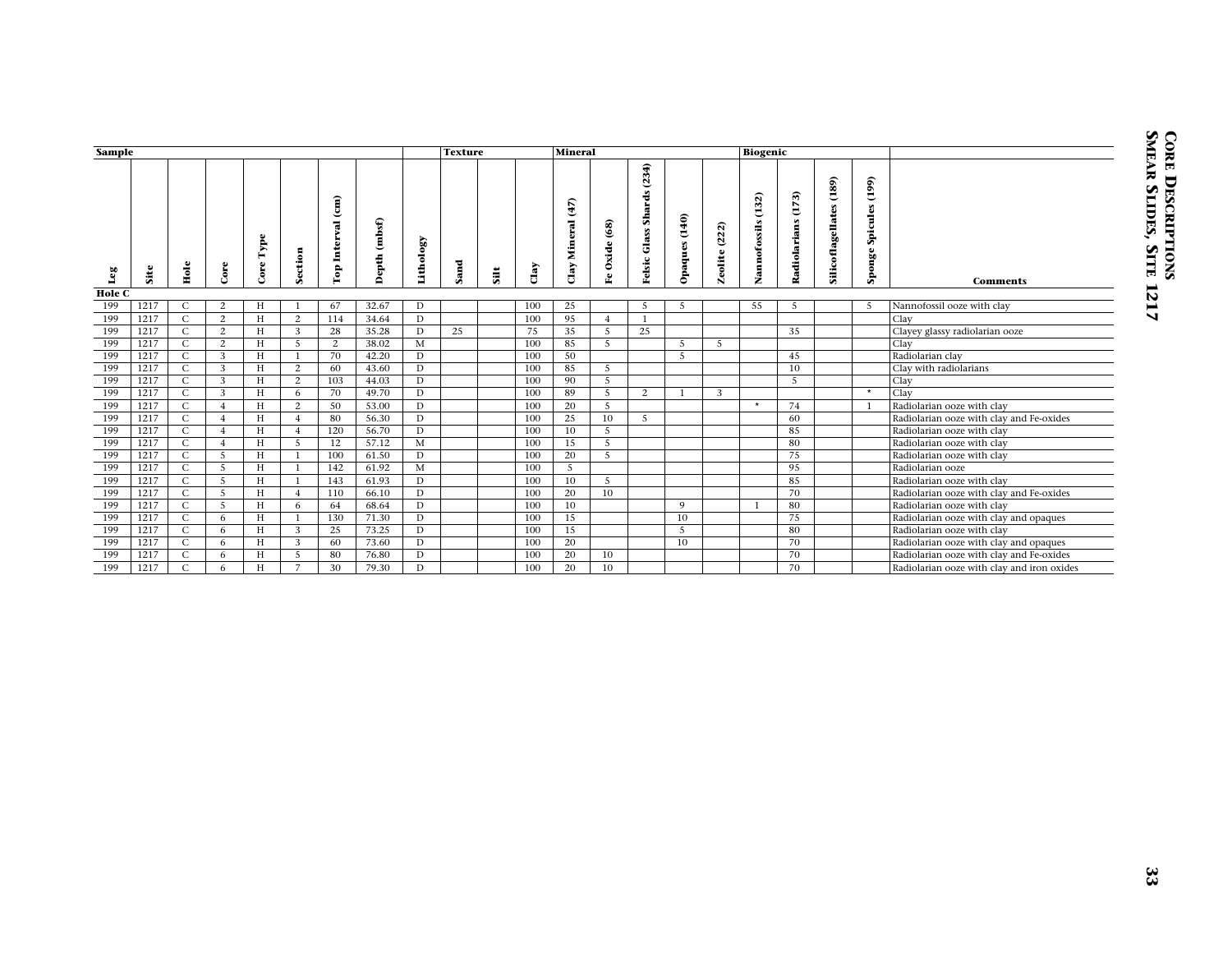| Sample | | | | | | | | | Texture | | | Mineral | | | | | Biogenic | | | | |
|---|---|---|---|---|---|---|---|---|---|---|---|---|---|---|---|---|---|---|---|---|---|
| Leg | Site | Hole | Core | Core Type | Section | Top Interval (cm) | Depth (mbsf) | Lithology | Sand | Silt | Clay | Clay Mineral (47) | Fe Oxide (68) | Felsic Glass Shards (234) | Opaques (140) | Zeolite (222) | Nannofossils (132) | Radiolarians (173) | Silicoflagellates (189) | Sponge Spicules (199) | Comments |
| Hole C | | | | | | | | | | | | | | | | | | | | | |
| 199 | 1217 | C | 2 | H | 1 | 67 | 32.67 | D | | | 100 | 25 | | 5 | 5 | | 55 | 5 | | 5 | Nannofossil ooze with clay |
| 199 | 1217 | C | 2 | H | 2 | 114 | 34.64 | D | | | 100 | 95 | 4 | 1 | | | | | | | Clay |
| 199 | 1217 | C | 2 | H | 3 | 28 | 35.28 | D | 25 | | 75 | 35 | 5 | 25 | | | | 35 | | | Clayey glassy radiolarian ooze |
| 199 | 1217 | C | 2 | H | 5 | 2 | 38.02 | M | | | 100 | 85 | 5 | | 5 | 5 | | | | | Clay |
| 199 | 1217 | C | 3 | H | 1 | 70 | 42.20 | D | | | 100 | 50 | | | 5 | | | 45 | | | Radiolarian clay |
| 199 | 1217 | C | 3 | H | 2 | 60 | 43.60 | D | | | 100 | 85 | 5 | | | | | 10 | | | Clay with radiolarians |
| 199 | 1217 | C | 3 | H | 2 | 103 | 44.03 | D | | | 100 | 90 | 5 | | | | | 5 | | | Clay |
| 199 | 1217 | C | 3 | H | 6 | 70 | 49.70 | D | | | 100 | 89 | 5 | 2 | 1 | 3 | | | | * | Clay |
| 199 | 1217 | C | 4 | H | 2 | 50 | 53.00 | D | | | 100 | 20 | 5 | | | | * | 74 | | 1 | Radiolarian ooze with clay |
| 199 | 1217 | C | 4 | H | 4 | 80 | 56.30 | D | | | 100 | 25 | 10 | 5 | | | | 60 | | | Radiolarian ooze with clay and Fe-oxides |
| 199 | 1217 | C | 4 | H | 4 | 120 | 56.70 | D | | | 100 | 10 | 5 | | | | | 85 | | | Radiolarian ooze with clay |
| 199 | 1217 | C | 4 | H | 5 | 12 | 57.12 | M | | | 100 | 15 | 5 | | | | | 80 | | | Radiolarian ooze with clay |
| 199 | 1217 | C | 5 | H | 1 | 100 | 61.50 | D | | | 100 | 20 | 5 | | | | | 75 | | | Radiolarian ooze with clay |
| 199 | 1217 | C | 5 | H | 1 | 142 | 61.92 | M | | | 100 | 5 | | | | | | 95 | | | Radiolarian ooze |
| 199 | 1217 | C | 5 | H | 1 | 143 | 61.93 | D | | | 100 | 10 | 5 | | | | | 85 | | | Radiolarian ooze with clay |
| 199 | 1217 | C | 5 | H | 4 | 110 | 66.10 | D | | | 100 | 20 | 10 | | | | | 70 | | | Radiolarian ooze with clay and Fe-oxides |
| 199 | 1217 | C | 5 | H | 6 | 64 | 68.64 | D | | | 100 | 10 | | | 9 | | 1 | 80 | | | Radiolarian ooze with clay |
| 199 | 1217 | C | 6 | H | 1 | 130 | 71.30 | D | | | 100 | 15 | | | 10 | | | 75 | | | Radiolarian ooze with clay and opaques |
| 199 | 1217 | C | 6 | H | 3 | 25 | 73.25 | D | | | 100 | 15 | | | 5 | | | 80 | | | Radiolarian ooze with clay |
| 199 | 1217 | C | 6 | H | 3 | 60 | 73.60 | D | | | 100 | 20 | | | 10 | | | 70 | | | Radiolarian ooze with clay and opaques |
| 199 | 1217 | C | 6 | H | 5 | 80 | 76.80 | D | | | 100 | 20 | 10 | | | | | 70 | | | Radiolarian ooze with clay and Fe-oxides |
| 199 | 1217 | C | 6 | H | 7 | 30 | 79.30 | D | | | 100 | 20 | 10 | | | | | 70 | | | Radiolarian ooze with clay and iron oxides |